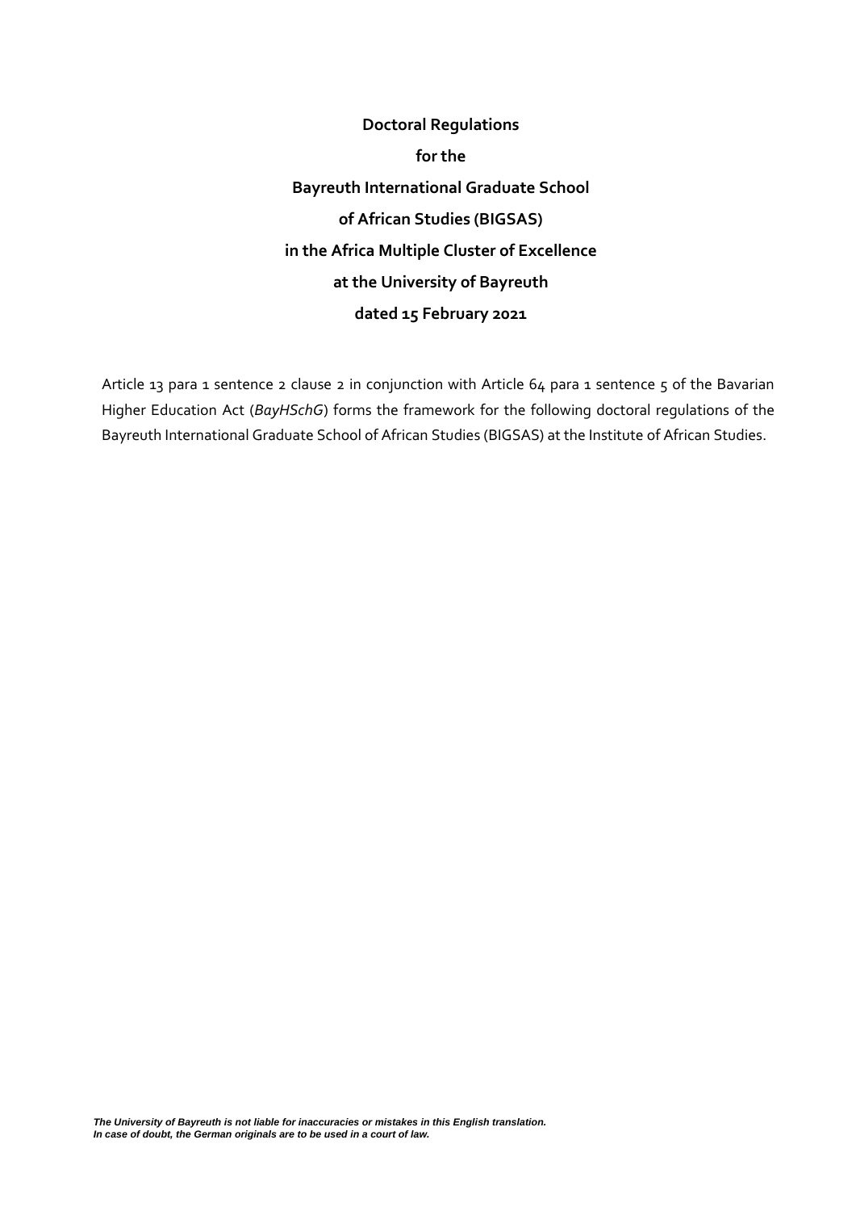# Doctoral Regulations for the Bayreuth International Graduate School of African Studies (BIGSAS) in the Africa Multiple Cluster of Excellence at the University of Bayreuth dated 15 February 2021

Article 13 para 1 sentence 2 clause 2 in conjunction with Article 64 para 1 sentence 5 of the Bavarian Higher Education Act (*BayHSchG*) forms the framework for the following doctoral regulations of the Bayreuth International Graduate School of African Studies (BIGSAS) at the Institute of African Studies.

***The University of Bayreuth is not liable for inaccuracies or mistakes in this English translation. In case of doubt, the German originals are to be used in a court of law.***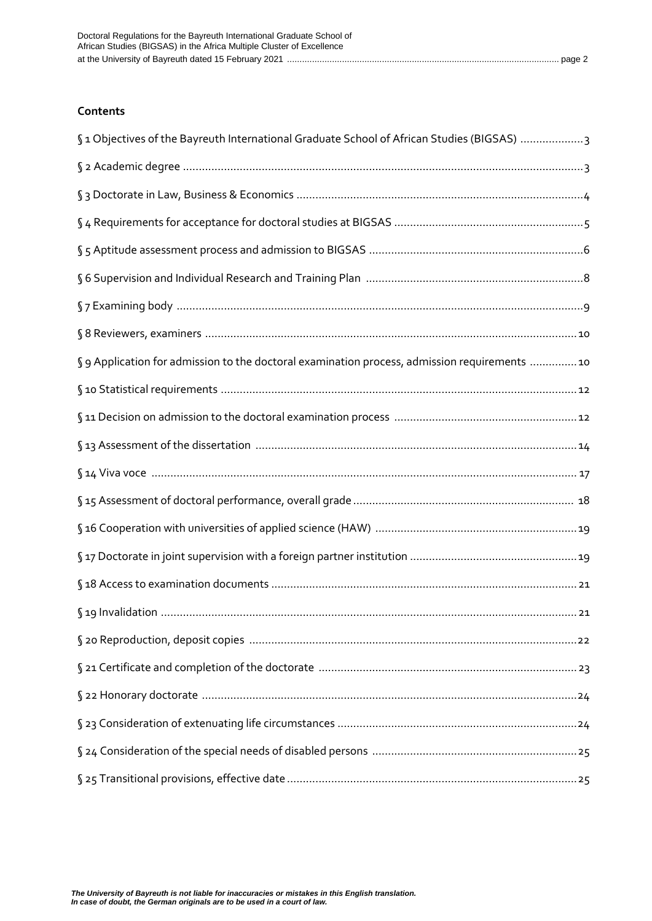## Contents

| | |
|---|---|
| § 1 Objectives of the Bayreuth International Graduate School of African Studies (BIGSAS) | 3 |
| § 2 Academic degree | 3 |
| § 3 Doctorate in Law, Business & Economics | 4 |
| § 4 Requirements for acceptance for doctoral studies at BIGSAS | 5 |
| § 5 Aptitude assessment process and admission to BIGSAS | 6 |
| § 6 Supervision and Individual Research and Training Plan | 8 |
| § 7 Examining body | 9 |
| § 8 Reviewers, examiners | 10 |
| § 9 Application for admission to the doctoral examination process, admission requirements | 10 |
| § 10 Statistical requirements | 12 |
| § 11 Decision on admission to the doctoral examination process | 12 |
| § 13 Assessment of the dissertation | 14 |
| § 14 Viva voce | 17 |
| § 15 Assessment of doctoral performance, overall grade | 18 |
| § 16 Cooperation with universities of applied science (HAW) | 19 |
| § 17 Doctorate in joint supervision with a foreign partner institution | 19 |
| § 18 Access to examination documents | 21 |
| § 19 Invalidation | 21 |
| § 20 Reproduction, deposit copies | 22 |
| § 21 Certificate and completion of the doctorate | 23 |
| § 22 Honorary doctorate | 24 |
| § 23 Consideration of extenuating life circumstances | 24 |
| § 24 Consideration of the special needs of disabled persons | 25 |
| § 25 Transitional provisions, effective date | 25 |

***The University of Bayreuth is not liable for inaccuracies or mistakes in this English translation. In case of doubt, the German originals are to be used in a court of law.***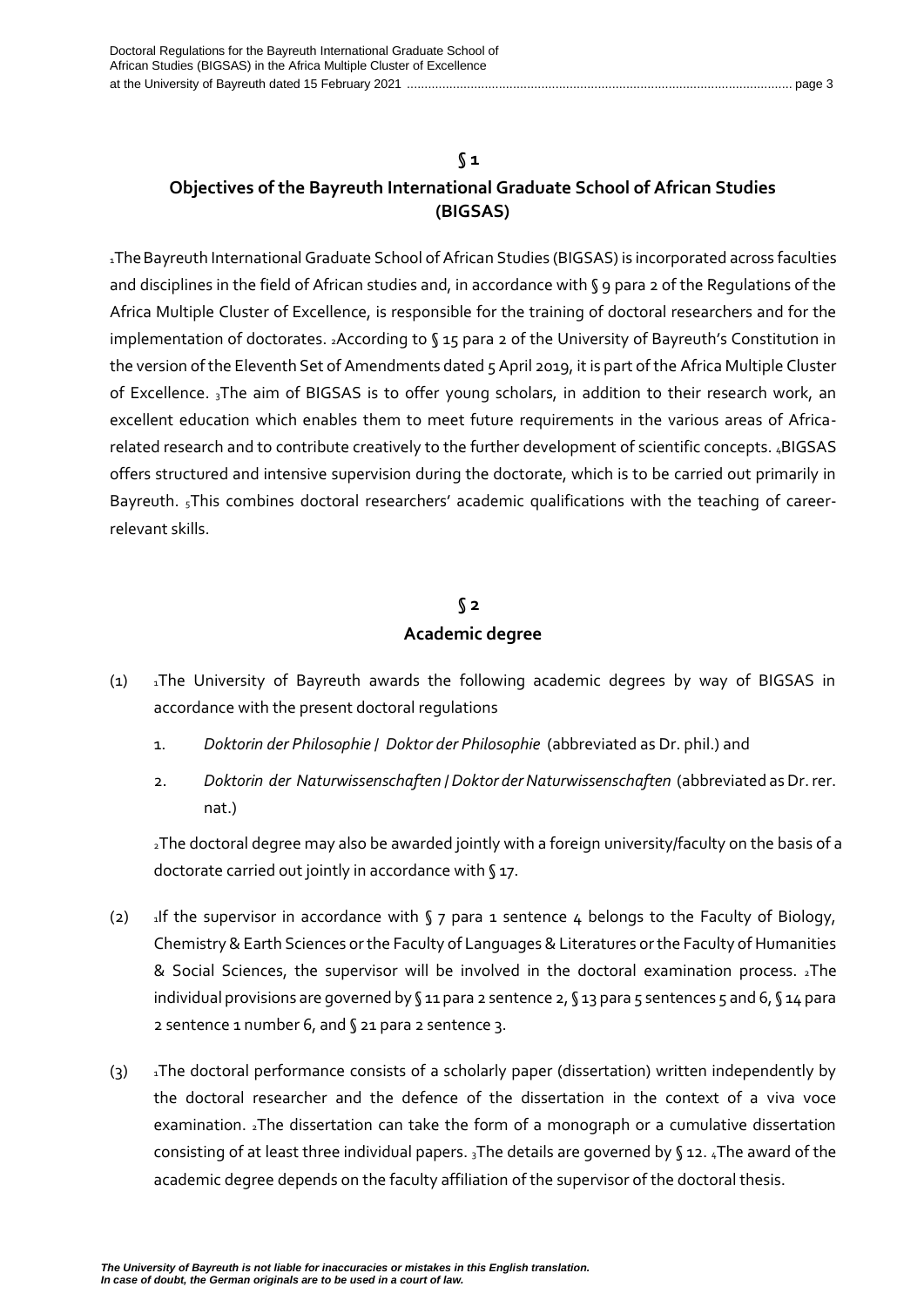## § 1
## Objectives of the Bayreuth International Graduate School of African Studies (BIGSAS)

1The Bayreuth International Graduate School of African Studies (BIGSAS) is incorporated across faculties and disciplines in the field of African studies and, in accordance with § 9 para 2 of the Regulations of the Africa Multiple Cluster of Excellence, is responsible for the training of doctoral researchers and for the implementation of doctorates. 2According to § 15 para 2 of the University of Bayreuth's Constitution in the version of the Eleventh Set of Amendments dated 5 April 2019, it is part of the Africa Multiple Cluster of Excellence. 3The aim of BIGSAS is to offer young scholars, in addition to their research work, an excellent education which enables them to meet future requirements in the various areas of Africa-related research and to contribute creatively to the further development of scientific concepts. 4BIGSAS offers structured and intensive supervision during the doctorate, which is to be carried out primarily in Bayreuth. 5This combines doctoral researchers' academic qualifications with the teaching of career-relevant skills.

## § 2
## Academic degree

(1) 1The University of Bayreuth awards the following academic degrees by way of BIGSAS in accordance with the present doctoral regulations

1. *Doktorin der Philosophie / Doktor der Philosophie* (abbreviated as Dr. phil.) and
2. *Doktorin der Naturwissenschaften / Doktor der Naturwissenschaften* (abbreviated as Dr. rer. nat.)

2The doctoral degree may also be awarded jointly with a foreign university/faculty on the basis of a doctorate carried out jointly in accordance with § 17.

(2) 1If the supervisor in accordance with § 7 para 1 sentence 4 belongs to the Faculty of Biology, Chemistry & Earth Sciences or the Faculty of Languages & Literatures or the Faculty of Humanities & Social Sciences, the supervisor will be involved in the doctoral examination process. 2The individual provisions are governed by § 11 para 2 sentence 2, § 13 para 5 sentences 5 and 6, § 14 para 2 sentence 1 number 6, and § 21 para 2 sentence 3.

(3) 1The doctoral performance consists of a scholarly paper (dissertation) written independently by the doctoral researcher and the defence of the dissertation in the context of a viva voce examination. 2The dissertation can take the form of a monograph or a cumulative dissertation consisting of at least three individual papers. 3The details are governed by § 12. 4The award of the academic degree depends on the faculty affiliation of the supervisor of the doctoral thesis.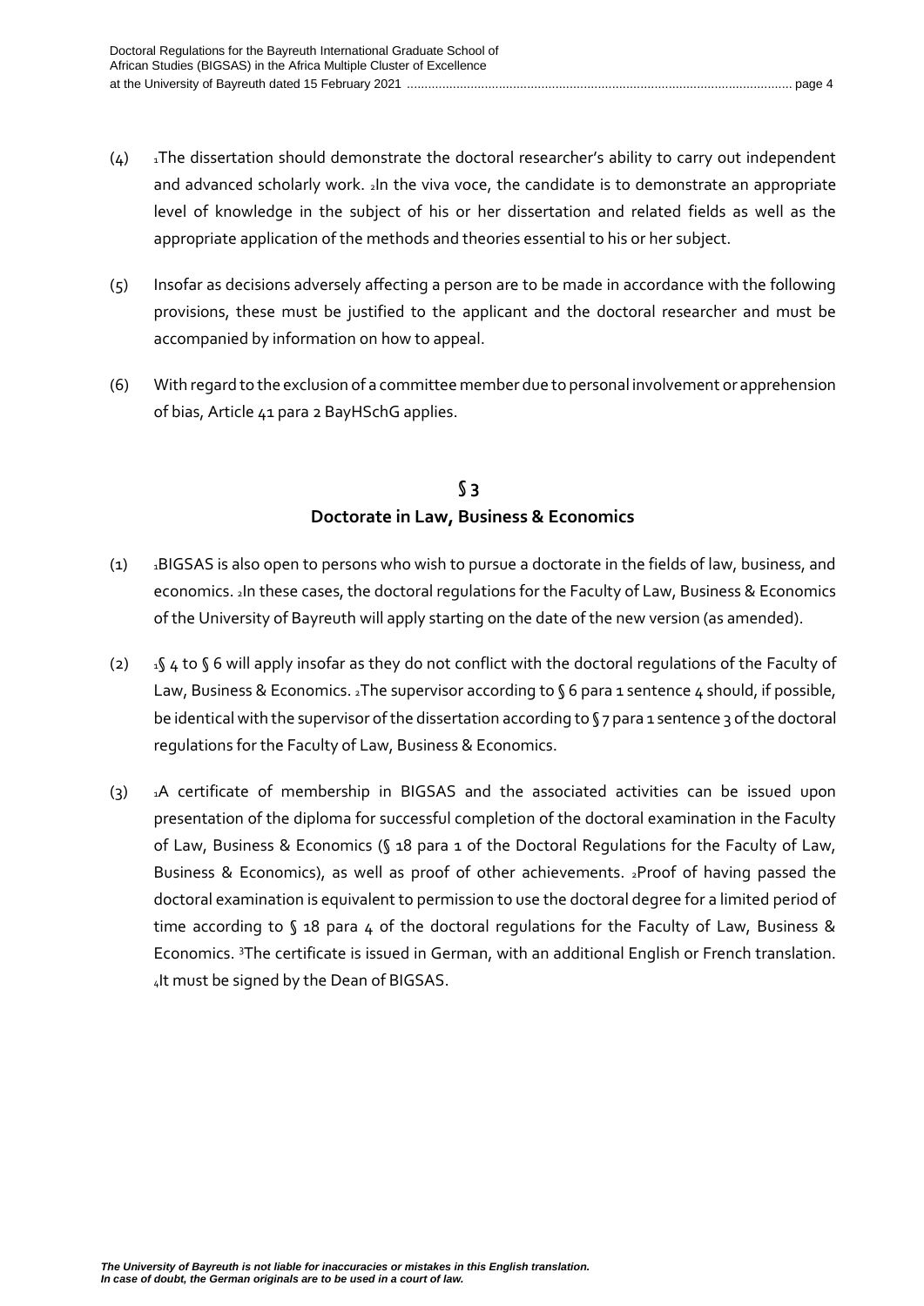(4) [1]The dissertation should demonstrate the doctoral researcher's ability to carry out independent and advanced scholarly work. [2]In the viva voce, the candidate is to demonstrate an appropriate level of knowledge in the subject of his or her dissertation and related fields as well as the appropriate application of the methods and theories essential to his or her subject.

(5) Insofar as decisions adversely affecting a person are to be made in accordance with the following provisions, these must be justified to the applicant and the doctoral researcher and must be accompanied by information on how to appeal.

(6) With regard to the exclusion of a committee member due to personal involvement or apprehension of bias, Article 41 para 2 BayHSchG applies.

## § 3
## Doctorate in Law, Business & Economics

(1) [1]BIGSAS is also open to persons who wish to pursue a doctorate in the fields of law, business, and economics. [2]In these cases, the doctoral regulations for the Faculty of Law, Business & Economics of the University of Bayreuth will apply starting on the date of the new version (as amended).

(2) [1]§ 4 to § 6 will apply insofar as they do not conflict with the doctoral regulations of the Faculty of Law, Business & Economics. [2]The supervisor according to § 6 para 1 sentence 4 should, if possible, be identical with the supervisor of the dissertation according to § 7 para 1 sentence 3 of the doctoral regulations for the Faculty of Law, Business & Economics.

(3) [1]A certificate of membership in BIGSAS and the associated activities can be issued upon presentation of the diploma for successful completion of the doctoral examination in the Faculty of Law, Business & Economics (§ 18 para 1 of the Doctoral Regulations for the Faculty of Law, Business & Economics), as well as proof of other achievements. [2]Proof of having passed the doctoral examination is equivalent to permission to use the doctoral degree for a limited period of time according to § 18 para 4 of the doctoral regulations for the Faculty of Law, Business & Economics. [3]The certificate is issued in German, with an additional English or French translation. [4]It must be signed by the Dean of BIGSAS.

***The University of Bayreuth is not liable for inaccuracies or mistakes in this English translation. In case of doubt, the German originals are to be used in a court of law.***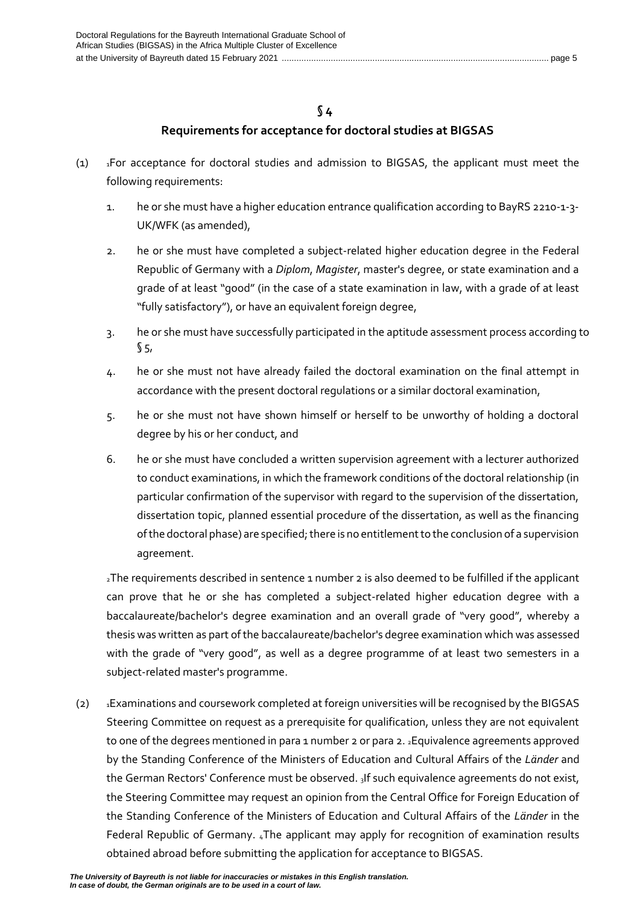## § 4

## Requirements for acceptance for doctoral studies at BIGSAS

(1) [1]For acceptance for doctoral studies and admission to BIGSAS, the applicant must meet the following requirements:

1. he or she must have a higher education entrance qualification according to BayRS 2210-1-3-UK/WFK (as amended),
2. he or she must have completed a subject-related higher education degree in the Federal Republic of Germany with a *Diplom*, *Magister*, master's degree, or state examination and a grade of at least "good" (in the case of a state examination in law, with a grade of at least "fully satisfactory"), or have an equivalent foreign degree,
3. he or she must have successfully participated in the aptitude assessment process according to § 5,
4. he or she must not have already failed the doctoral examination on the final attempt in accordance with the present doctoral regulations or a similar doctoral examination,
5. he or she must not have shown himself or herself to be unworthy of holding a doctoral degree by his or her conduct, and
6. he or she must have concluded a written supervision agreement with a lecturer authorized to conduct examinations, in which the framework conditions of the doctoral relationship (in particular confirmation of the supervisor with regard to the supervision of the dissertation, dissertation topic, planned essential procedure of the dissertation, as well as the financing of the doctoral phase) are specified; there is no entitlement to the conclusion of a supervision agreement.

[2]The requirements described in sentence 1 number 2 is also deemed to be fulfilled if the applicant can prove that he or she has completed a subject-related higher education degree with a baccalaureate/bachelor's degree examination and an overall grade of "very good", whereby a thesis was written as part of the baccalaureate/bachelor's degree examination which was assessed with the grade of "very good", as well as a degree programme of at least two semesters in a subject-related master's programme.

(2) [1]Examinations and coursework completed at foreign universities will be recognised by the BIGSAS Steering Committee on request as a prerequisite for qualification, unless they are not equivalent to one of the degrees mentioned in para 1 number 2 or para 2. [2]Equivalence agreements approved by the Standing Conference of the Ministers of Education and Cultural Affairs of the *Länder* and the German Rectors' Conference must be observed. [3]If such equivalence agreements do not exist, the Steering Committee may request an opinion from the Central Office for Foreign Education of the Standing Conference of the Ministers of Education and Cultural Affairs of the *Länder* in the Federal Republic of Germany. [4]The applicant may apply for recognition of examination results obtained abroad before submitting the application for acceptance to BIGSAS.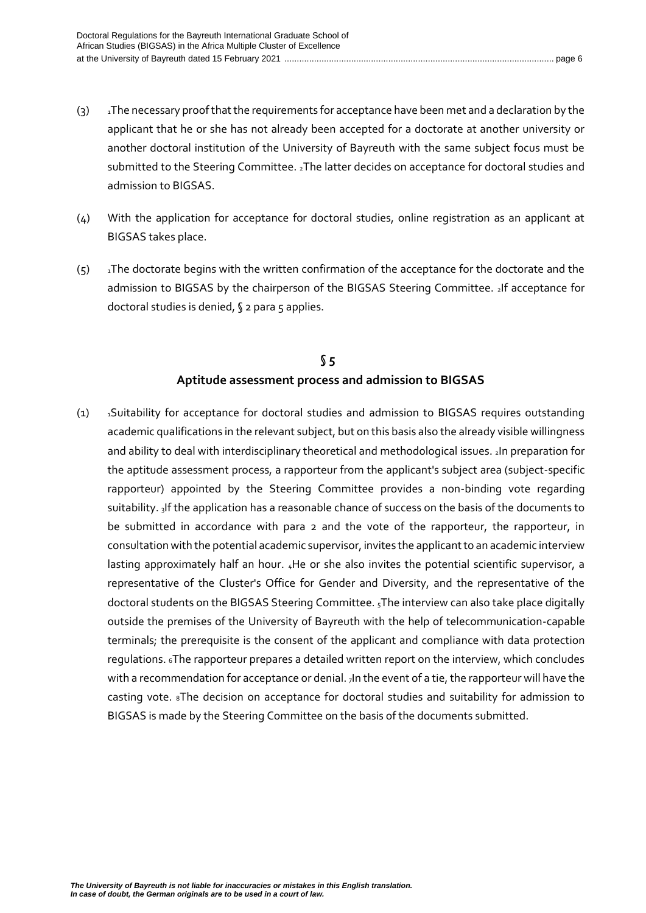(3) [1]The necessary proof that the requirements for acceptance have been met and a declaration by the applicant that he or she has not already been accepted for a doctorate at another university or another doctoral institution of the University of Bayreuth with the same subject focus must be submitted to the Steering Committee. [2]The latter decides on acceptance for doctoral studies and admission to BIGSAS.

(4) With the application for acceptance for doctoral studies, online registration as an applicant at BIGSAS takes place.

(5) [1]The doctorate begins with the written confirmation of the acceptance for the doctorate and the admission to BIGSAS by the chairperson of the BIGSAS Steering Committee. [2]If acceptance for doctoral studies is denied, § 2 para 5 applies.

## § 5
## Aptitude assessment process and admission to BIGSAS

(1) [1]Suitability for acceptance for doctoral studies and admission to BIGSAS requires outstanding academic qualifications in the relevant subject, but on this basis also the already visible willingness and ability to deal with interdisciplinary theoretical and methodological issues. [2]In preparation for the aptitude assessment process, a rapporteur from the applicant's subject area (subject-specific rapporteur) appointed by the Steering Committee provides a non-binding vote regarding suitability. [3]If the application has a reasonable chance of success on the basis of the documents to be submitted in accordance with para 2 and the vote of the rapporteur, the rapporteur, in consultation with the potential academic supervisor, invites the applicant to an academic interview lasting approximately half an hour. [4]He or she also invites the potential scientific supervisor, a representative of the Cluster's Office for Gender and Diversity, and the representative of the doctoral students on the BIGSAS Steering Committee. [5]The interview can also take place digitally outside the premises of the University of Bayreuth with the help of telecommunication-capable terminals; the prerequisite is the consent of the applicant and compliance with data protection regulations. [6]The rapporteur prepares a detailed written report on the interview, which concludes with a recommendation for acceptance or denial. [7]In the event of a tie, the rapporteur will have the casting vote. [8]The decision on acceptance for doctoral studies and suitability for admission to BIGSAS is made by the Steering Committee on the basis of the documents submitted.

***The University of Bayreuth is not liable for inaccuracies or mistakes in this English translation. In case of doubt, the German originals are to be used in a court of law.***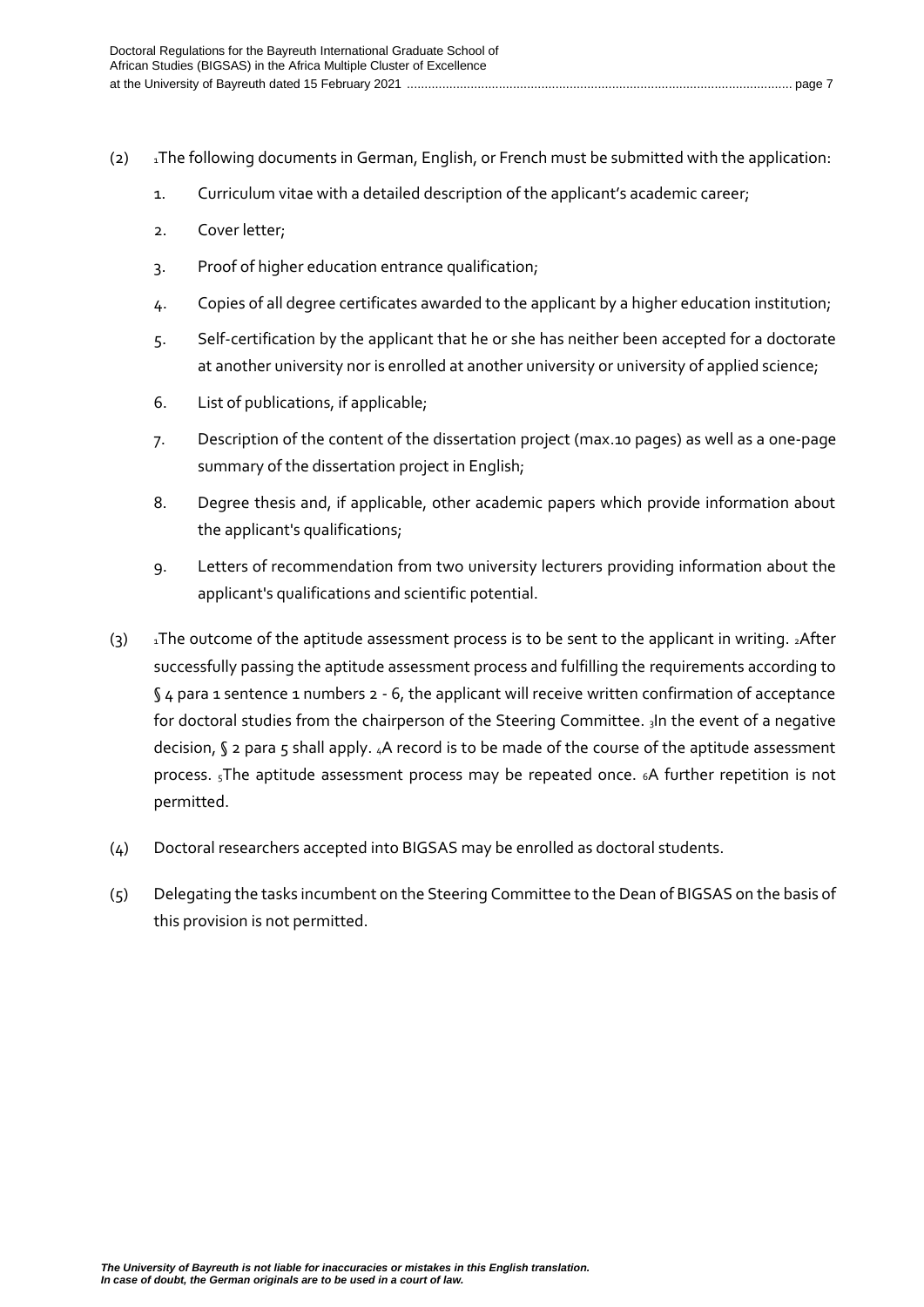(2) [1]The following documents in German, English, or French must be submitted with the application:

1. Curriculum vitae with a detailed description of the applicant's academic career;
2. Cover letter;
3. Proof of higher education entrance qualification;
4. Copies of all degree certificates awarded to the applicant by a higher education institution;
5. Self-certification by the applicant that he or she has neither been accepted for a doctorate at another university nor is enrolled at another university or university of applied science;
6. List of publications, if applicable;
7. Description of the content of the dissertation project (max.10 pages) as well as a one-page summary of the dissertation project in English;
8. Degree thesis and, if applicable, other academic papers which provide information about the applicant's qualifications;
9. Letters of recommendation from two university lecturers providing information about the applicant's qualifications and scientific potential.

(3) [1]The outcome of the aptitude assessment process is to be sent to the applicant in writing. [2]After successfully passing the aptitude assessment process and fulfilling the requirements according to § 4 para 1 sentence 1 numbers 2 - 6, the applicant will receive written confirmation of acceptance for doctoral studies from the chairperson of the Steering Committee. [3]In the event of a negative decision, § 2 para 5 shall apply. [4]A record is to be made of the course of the aptitude assessment process. [5]The aptitude assessment process may be repeated once. [6]A further repetition is not permitted.

(4) Doctoral researchers accepted into BIGSAS may be enrolled as doctoral students.

(5) Delegating the tasks incumbent on the Steering Committee to the Dean of BIGSAS on the basis of this provision is not permitted.

*The University of Bayreuth is not liable for inaccuracies or mistakes in this English translation. In case of doubt, the German originals are to be used in a court of law.*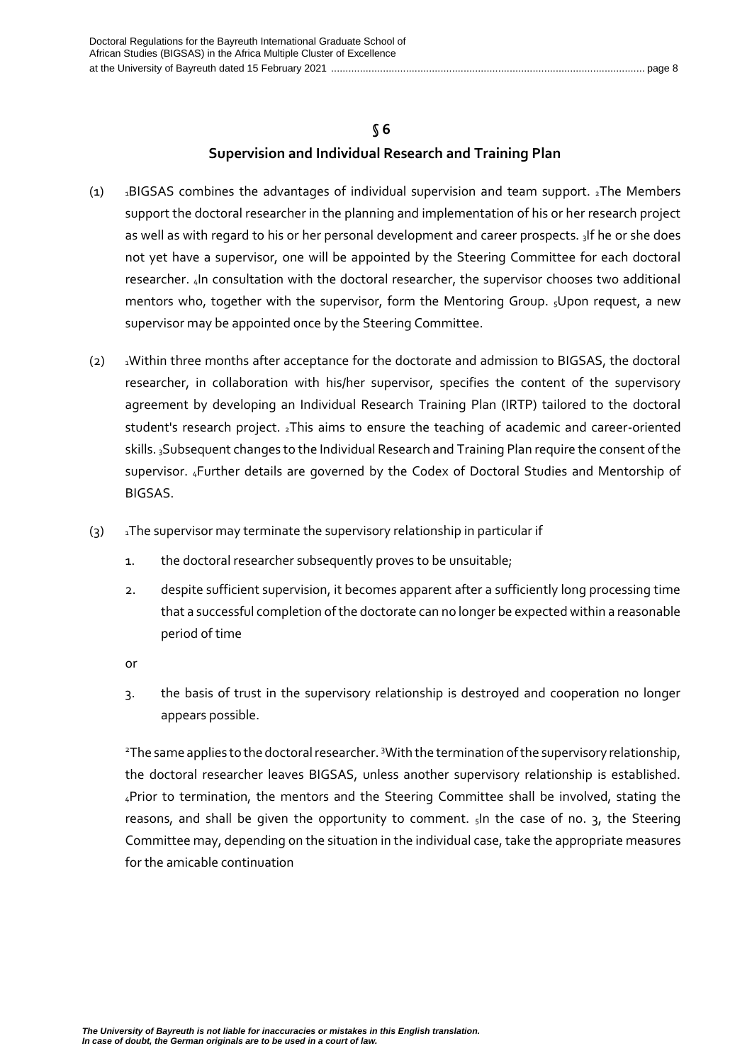## § 6

## Supervision and Individual Research and Training Plan

(1) 1BIGSAS combines the advantages of individual supervision and team support. 2The Members support the doctoral researcher in the planning and implementation of his or her research project as well as with regard to his or her personal development and career prospects. 3If he or she does not yet have a supervisor, one will be appointed by the Steering Committee for each doctoral researcher. 4In consultation with the doctoral researcher, the supervisor chooses two additional mentors who, together with the supervisor, form the Mentoring Group. 5Upon request, a new supervisor may be appointed once by the Steering Committee.

(2) 1Within three months after acceptance for the doctorate and admission to BIGSAS, the doctoral researcher, in collaboration with his/her supervisor, specifies the content of the supervisory agreement by developing an Individual Research Training Plan (IRTP) tailored to the doctoral student's research project. 2This aims to ensure the teaching of academic and career-oriented skills. 3Subsequent changes to the Individual Research and Training Plan require the consent of the supervisor. 4Further details are governed by the Codex of Doctoral Studies and Mentorship of BIGSAS.

(3) 1The supervisor may terminate the supervisory relationship in particular if

1. the doctoral researcher subsequently proves to be unsuitable;
2. despite sufficient supervision, it becomes apparent after a sufficiently long processing time that a successful completion of the doctorate can no longer be expected within a reasonable period of time

   or

3. the basis of trust in the supervisory relationship is destroyed and cooperation no longer appears possible.

2The same applies to the doctoral researcher. 3With the termination of the supervisory relationship, the doctoral researcher leaves BIGSAS, unless another supervisory relationship is established. 4Prior to termination, the mentors and the Steering Committee shall be involved, stating the reasons, and shall be given the opportunity to comment. 5In the case of no. 3, the Steering Committee may, depending on the situation in the individual case, take the appropriate measures for the amicable continuation

*The University of Bayreuth is not liable for inaccuracies or mistakes in this English translation. In case of doubt, the German originals are to be used in a court of law.*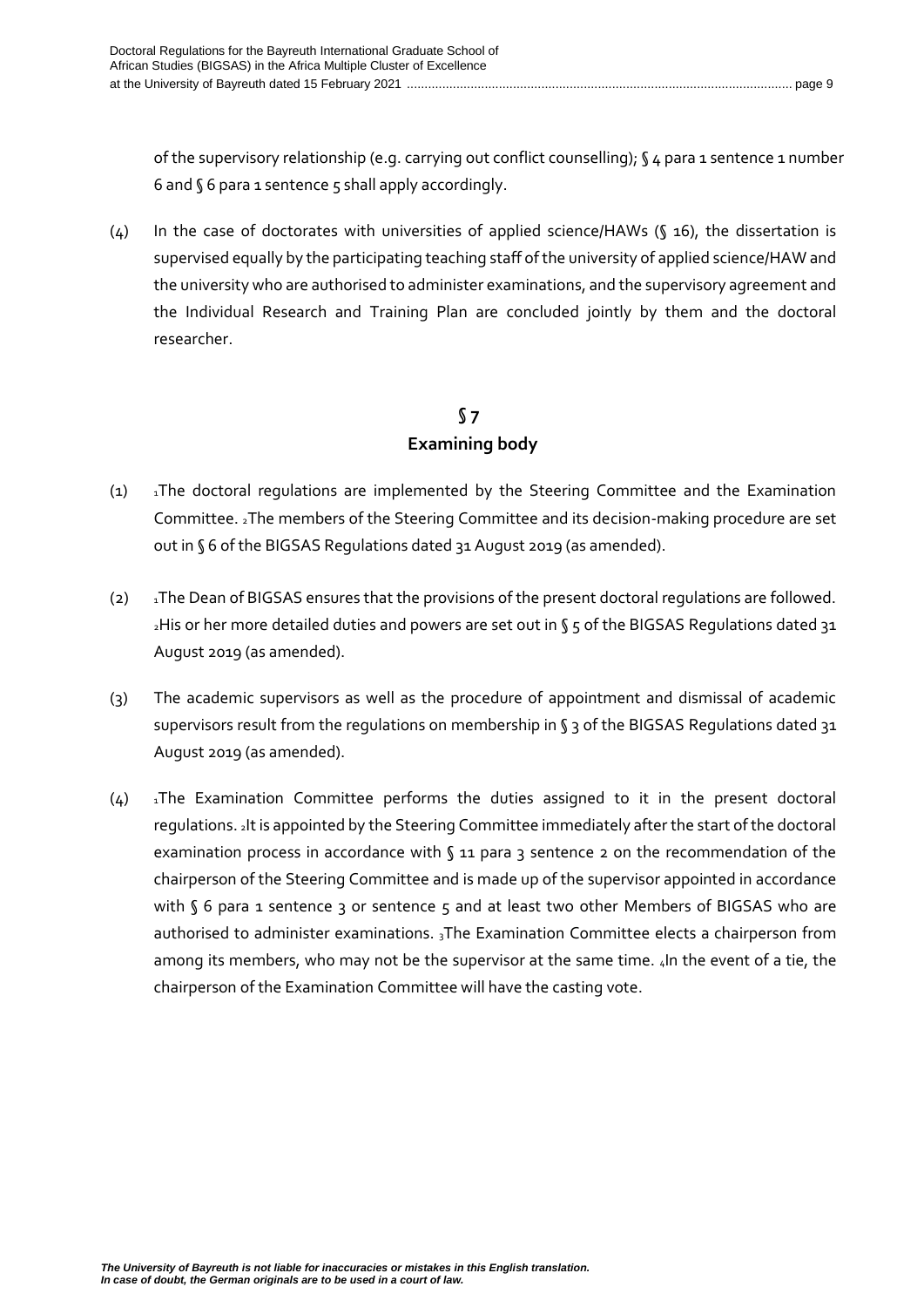of the supervisory relationship (e.g. carrying out conflict counselling); § 4 para 1 sentence 1 number 6 and § 6 para 1 sentence 5 shall apply accordingly.

(4) In the case of doctorates with universities of applied science/HAWs (§ 16), the dissertation is supervised equally by the participating teaching staff of the university of applied science/HAW and the university who are authorised to administer examinations, and the supervisory agreement and the Individual Research and Training Plan are concluded jointly by them and the doctoral researcher.

## § 7
## Examining body

(1) [1]The doctoral regulations are implemented by the Steering Committee and the Examination Committee. [2]The members of the Steering Committee and its decision-making procedure are set out in § 6 of the BIGSAS Regulations dated 31 August 2019 (as amended).

(2) [1]The Dean of BIGSAS ensures that the provisions of the present doctoral regulations are followed. [2]His or her more detailed duties and powers are set out in § 5 of the BIGSAS Regulations dated 31 August 2019 (as amended).

(3) The academic supervisors as well as the procedure of appointment and dismissal of academic supervisors result from the regulations on membership in § 3 of the BIGSAS Regulations dated 31 August 2019 (as amended).

(4) [1]The Examination Committee performs the duties assigned to it in the present doctoral regulations. [2]It is appointed by the Steering Committee immediately after the start of the doctoral examination process in accordance with § 11 para 3 sentence 2 on the recommendation of the chairperson of the Steering Committee and is made up of the supervisor appointed in accordance with § 6 para 1 sentence 3 or sentence 5 and at least two other Members of BIGSAS who are authorised to administer examinations. [3]The Examination Committee elects a chairperson from among its members, who may not be the supervisor at the same time. [4]In the event of a tie, the chairperson of the Examination Committee will have the casting vote.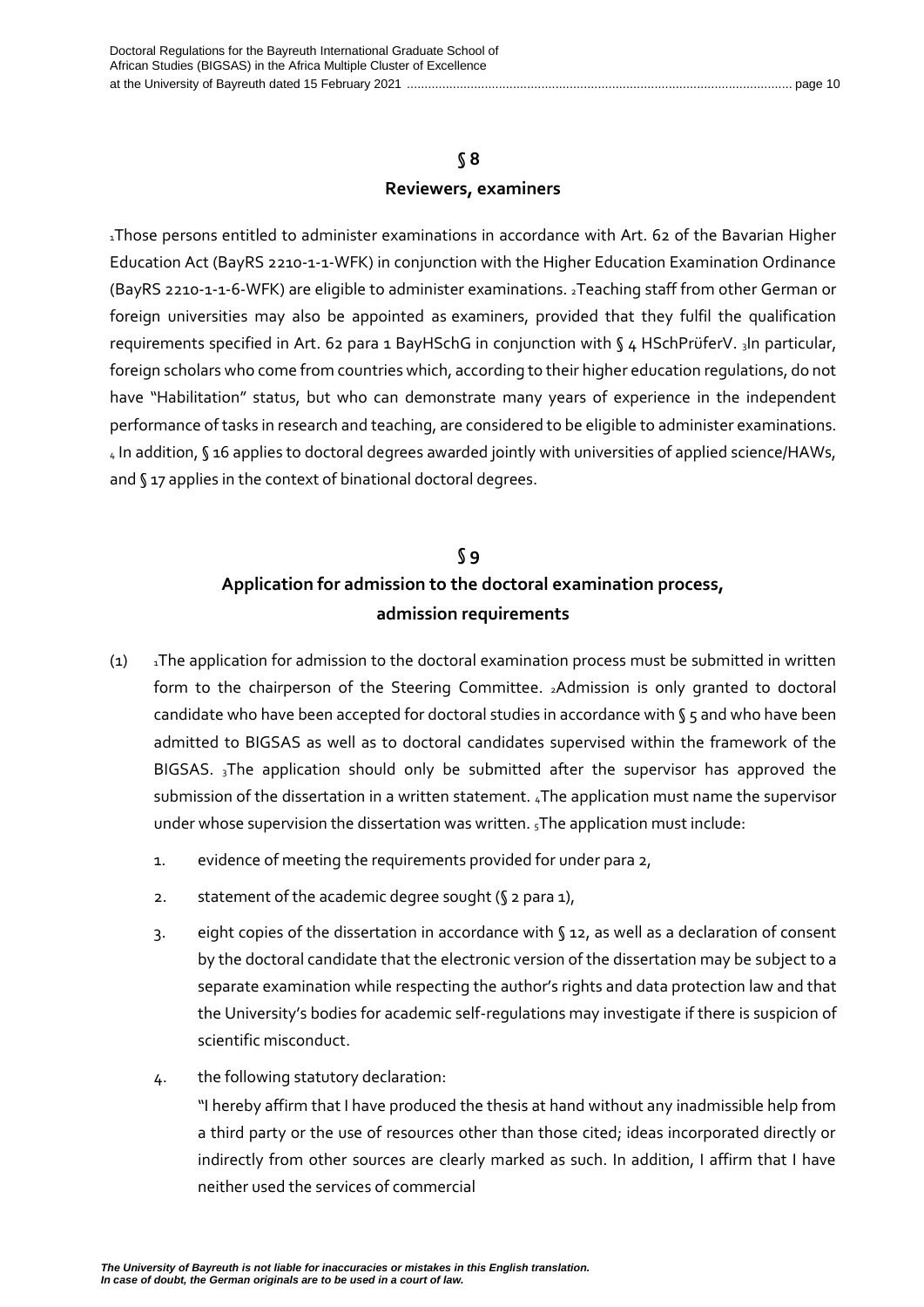## § 8
## Reviewers, examiners

1Those persons entitled to administer examinations in accordance with Art. 62 of the Bavarian Higher Education Act (BayRS 2210-1-1-WFK) in conjunction with the Higher Education Examination Ordinance (BayRS 2210-1-1-6-WFK) are eligible to administer examinations. 2Teaching staff from other German or foreign universities may also be appointed as examiners, provided that they fulfil the qualification requirements specified in Art. 62 para 1 BayHSchG in conjunction with § 4 HSchPrüferV. 3In particular, foreign scholars who come from countries which, according to their higher education regulations, do not have "Habilitation" status, but who can demonstrate many years of experience in the independent performance of tasks in research and teaching, are considered to be eligible to administer examinations. 4 In addition, § 16 applies to doctoral degrees awarded jointly with universities of applied science/HAWs, and § 17 applies in the context of binational doctoral degrees.

## § 9
## Application for admission to the doctoral examination process, admission requirements

(1) 1The application for admission to the doctoral examination process must be submitted in written form to the chairperson of the Steering Committee. 2Admission is only granted to doctoral candidate who have been accepted for doctoral studies in accordance with § 5 and who have been admitted to BIGSAS as well as to doctoral candidates supervised within the framework of the BIGSAS. 3The application should only be submitted after the supervisor has approved the submission of the dissertation in a written statement. 4The application must name the supervisor under whose supervision the dissertation was written. 5The application must include:

1. evidence of meeting the requirements provided for under para 2,
2. statement of the academic degree sought (§ 2 para 1),
3. eight copies of the dissertation in accordance with § 12, as well as a declaration of consent by the doctoral candidate that the electronic version of the dissertation may be subject to a separate examination while respecting the author's rights and data protection law and that the University's bodies for academic self-regulations may investigate if there is suspicion of scientific misconduct.
4. the following statutory declaration:
   "I hereby affirm that I have produced the thesis at hand without any inadmissible help from a third party or the use of resources other than those cited; ideas incorporated directly or indirectly from other sources are clearly marked as such. In addition, I affirm that I have neither used the services of commercial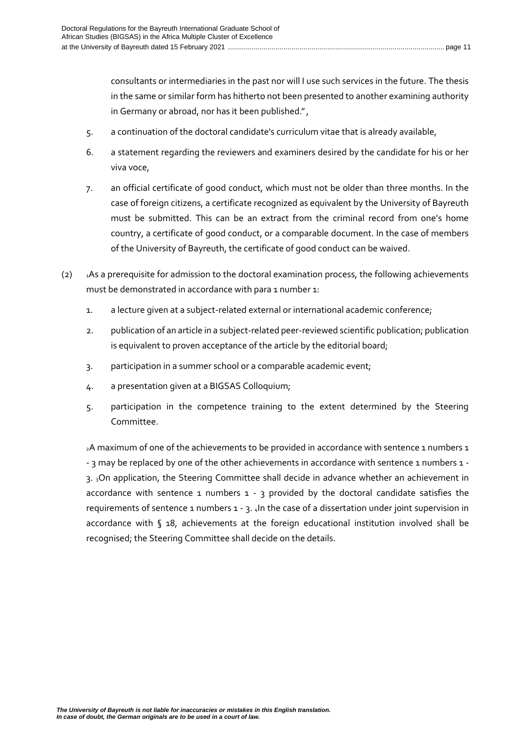consultants or intermediaries in the past nor will I use such services in the future. The thesis in the same or similar form has hitherto not been presented to another examining authority in Germany or abroad, nor has it been published.",

5. a continuation of the doctoral candidate's curriculum vitae that is already available,
6. a statement regarding the reviewers and examiners desired by the candidate for his or her viva voce,
7. an official certificate of good conduct, which must not be older than three months. In the case of foreign citizens, a certificate recognized as equivalent by the University of Bayreuth must be submitted. This can be an extract from the criminal record from one's home country, a certificate of good conduct, or a comparable document. In the case of members of the University of Bayreuth, the certificate of good conduct can be waived.

(2) 1As a prerequisite for admission to the doctoral examination process, the following achievements must be demonstrated in accordance with para 1 number 1:

1. a lecture given at a subject-related external or international academic conference;
2. publication of an article in a subject-related peer-reviewed scientific publication; publication is equivalent to proven acceptance of the article by the editorial board;
3. participation in a summer school or a comparable academic event;
4. a presentation given at a BIGSAS Colloquium;
5. participation in the competence training to the extent determined by the Steering Committee.

2A maximum of one of the achievements to be provided in accordance with sentence 1 numbers 1 - 3 may be replaced by one of the other achievements in accordance with sentence 1 numbers 1 - 3. 3On application, the Steering Committee shall decide in advance whether an achievement in accordance with sentence 1 numbers 1 - 3 provided by the doctoral candidate satisfies the requirements of sentence 1 numbers 1 - 3. 4In the case of a dissertation under joint supervision in accordance with § 18, achievements at the foreign educational institution involved shall be recognised; the Steering Committee shall decide on the details.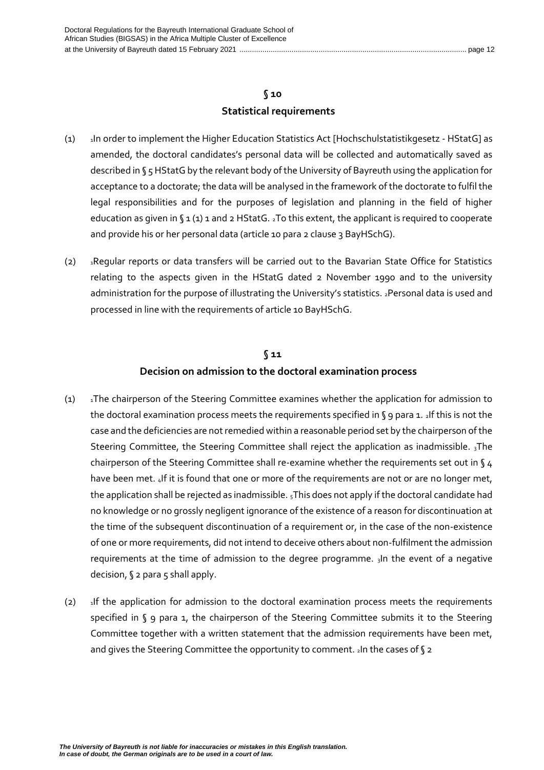## § 10
## Statistical requirements

(1) 1In order to implement the Higher Education Statistics Act [Hochschulstatistikgesetz - HStatG] as amended, the doctoral candidates's personal data will be collected and automatically saved as described in § 5 HStatG by the relevant body of the University of Bayreuth using the application for acceptance to a doctorate; the data will be analysed in the framework of the doctorate to fulfil the legal responsibilities and for the purposes of legislation and planning in the field of higher education as given in § 1 (1) 1 and 2 HStatG. 2To this extent, the applicant is required to cooperate and provide his or her personal data (article 10 para 2 clause 3 BayHSchG).

(2) 1Regular reports or data transfers will be carried out to the Bavarian State Office for Statistics relating to the aspects given in the HStatG dated 2 November 1990 and to the university administration for the purpose of illustrating the University's statistics. 2Personal data is used and processed in line with the requirements of article 10 BayHSchG.

## § 11
## Decision on admission to the doctoral examination process

(1) 1The chairperson of the Steering Committee examines whether the application for admission to the doctoral examination process meets the requirements specified in § 9 para 1. 2If this is not the case and the deficiencies are not remedied within a reasonable period set by the chairperson of the Steering Committee, the Steering Committee shall reject the application as inadmissible. 3The chairperson of the Steering Committee shall re-examine whether the requirements set out in § 4 have been met. 4If it is found that one or more of the requirements are not or are no longer met, the application shall be rejected as inadmissible. 5This does not apply if the doctoral candidate had no knowledge or no grossly negligent ignorance of the existence of a reason for discontinuation at the time of the subsequent discontinuation of a requirement or, in the case of the non-existence of one or more requirements, did not intend to deceive others about non-fulfilment the admission requirements at the time of admission to the degree programme. 3In the event of a negative decision, § 2 para 5 shall apply.

(2) 1If the application for admission to the doctoral examination process meets the requirements specified in § 9 para 1, the chairperson of the Steering Committee submits it to the Steering Committee together with a written statement that the admission requirements have been met, and gives the Steering Committee the opportunity to comment. 2In the cases of § 2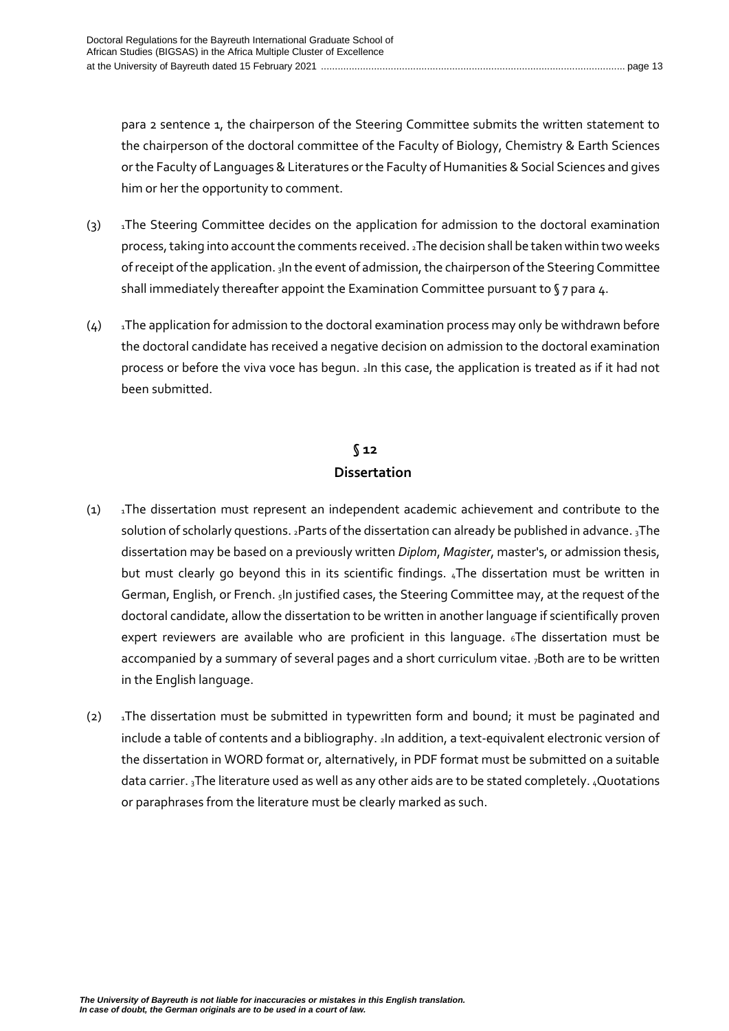para 2 sentence 1, the chairperson of the Steering Committee submits the written statement to the chairperson of the doctoral committee of the Faculty of Biology, Chemistry & Earth Sciences or the Faculty of Languages & Literatures or the Faculty of Humanities & Social Sciences and gives him or her the opportunity to comment.

(3) 1The Steering Committee decides on the application for admission to the doctoral examination process, taking into account the comments received. 2The decision shall be taken within two weeks of receipt of the application. 3In the event of admission, the chairperson of the Steering Committee shall immediately thereafter appoint the Examination Committee pursuant to § 7 para 4.

(4) 1The application for admission to the doctoral examination process may only be withdrawn before the doctoral candidate has received a negative decision on admission to the doctoral examination process or before the viva voce has begun. 2In this case, the application is treated as if it had not been submitted.

## § 12
## Dissertation

(1) 1The dissertation must represent an independent academic achievement and contribute to the solution of scholarly questions. 2Parts of the dissertation can already be published in advance. 3The dissertation may be based on a previously written *Diplom*, *Magister*, master's, or admission thesis, but must clearly go beyond this in its scientific findings. 4The dissertation must be written in German, English, or French. 5In justified cases, the Steering Committee may, at the request of the doctoral candidate, allow the dissertation to be written in another language if scientifically proven expert reviewers are available who are proficient in this language. 6The dissertation must be accompanied by a summary of several pages and a short curriculum vitae. 7Both are to be written in the English language.

(2) 1The dissertation must be submitted in typewritten form and bound; it must be paginated and include a table of contents and a bibliography. 2In addition, a text-equivalent electronic version of the dissertation in WORD format or, alternatively, in PDF format must be submitted on a suitable data carrier. 3The literature used as well as any other aids are to be stated completely. 4Quotations or paraphrases from the literature must be clearly marked as such.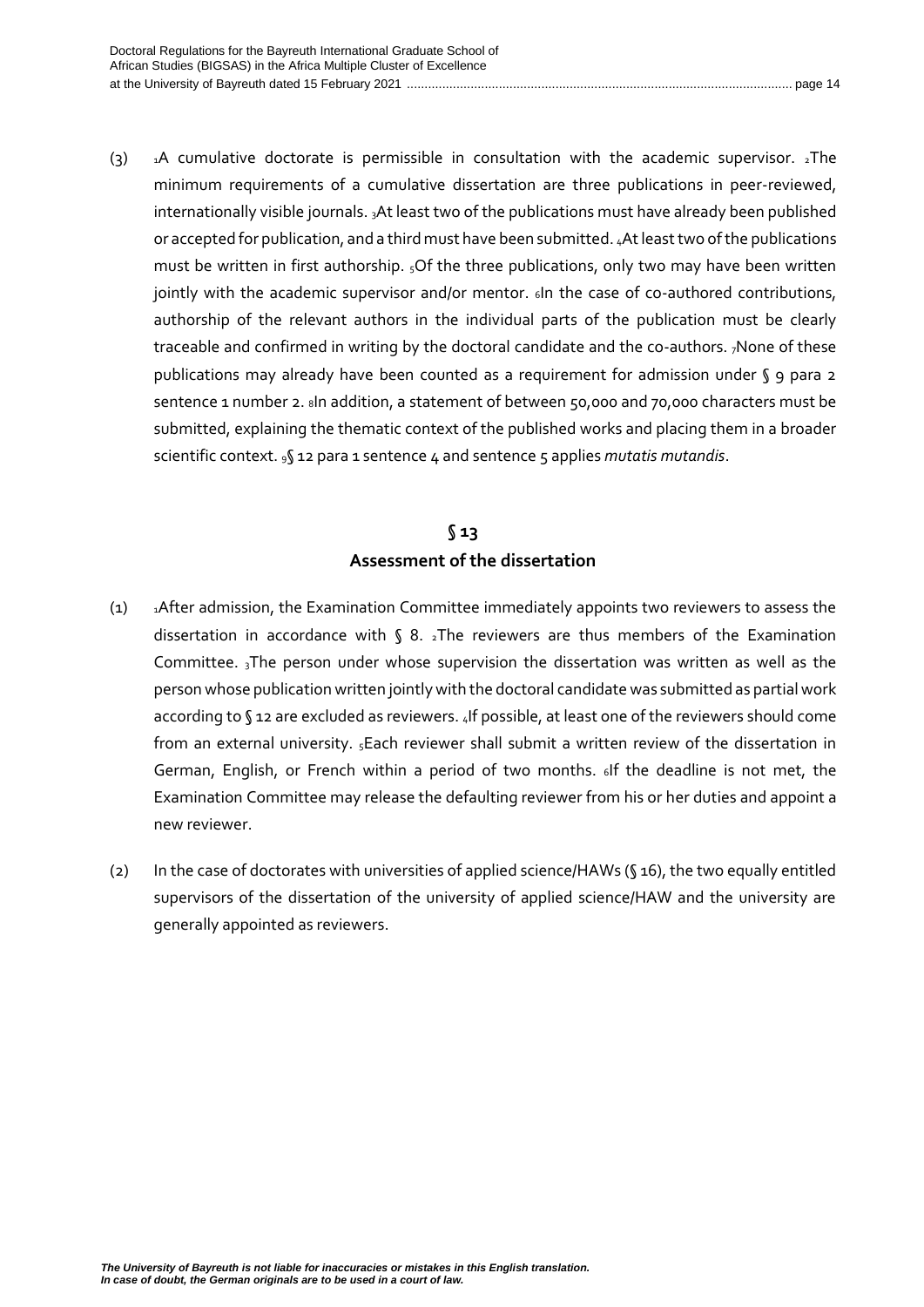(3) [1]A cumulative doctorate is permissible in consultation with the academic supervisor. [2]The minimum requirements of a cumulative dissertation are three publications in peer-reviewed, internationally visible journals. [3]At least two of the publications must have already been published or accepted for publication, and a third must have been submitted. [4]At least two of the publications must be written in first authorship. [5]Of the three publications, only two may have been written jointly with the academic supervisor and/or mentor. [6]In the case of co-authored contributions, authorship of the relevant authors in the individual parts of the publication must be clearly traceable and confirmed in writing by the doctoral candidate and the co-authors. [7]None of these publications may already have been counted as a requirement for admission under § 9 para 2 sentence 1 number 2. [8]In addition, a statement of between 50,000 and 70,000 characters must be submitted, explaining the thematic context of the published works and placing them in a broader scientific context. [9]§ 12 para 1 sentence 4 and sentence 5 applies *mutatis mutandis*.

## § 13
## Assessment of the dissertation

(1) [1]After admission, the Examination Committee immediately appoints two reviewers to assess the dissertation in accordance with § 8. [2]The reviewers are thus members of the Examination Committee. [3]The person under whose supervision the dissertation was written as well as the person whose publication written jointly with the doctoral candidate was submitted as partial work according to § 12 are excluded as reviewers. [4]If possible, at least one of the reviewers should come from an external university. [5]Each reviewer shall submit a written review of the dissertation in German, English, or French within a period of two months. [6]If the deadline is not met, the Examination Committee may release the defaulting reviewer from his or her duties and appoint a new reviewer.

(2) In the case of doctorates with universities of applied science/HAWs (§ 16), the two equally entitled supervisors of the dissertation of the university of applied science/HAW and the university are generally appointed as reviewers.

***The University of Bayreuth is not liable for inaccuracies or mistakes in this English translation. In case of doubt, the German originals are to be used in a court of law.***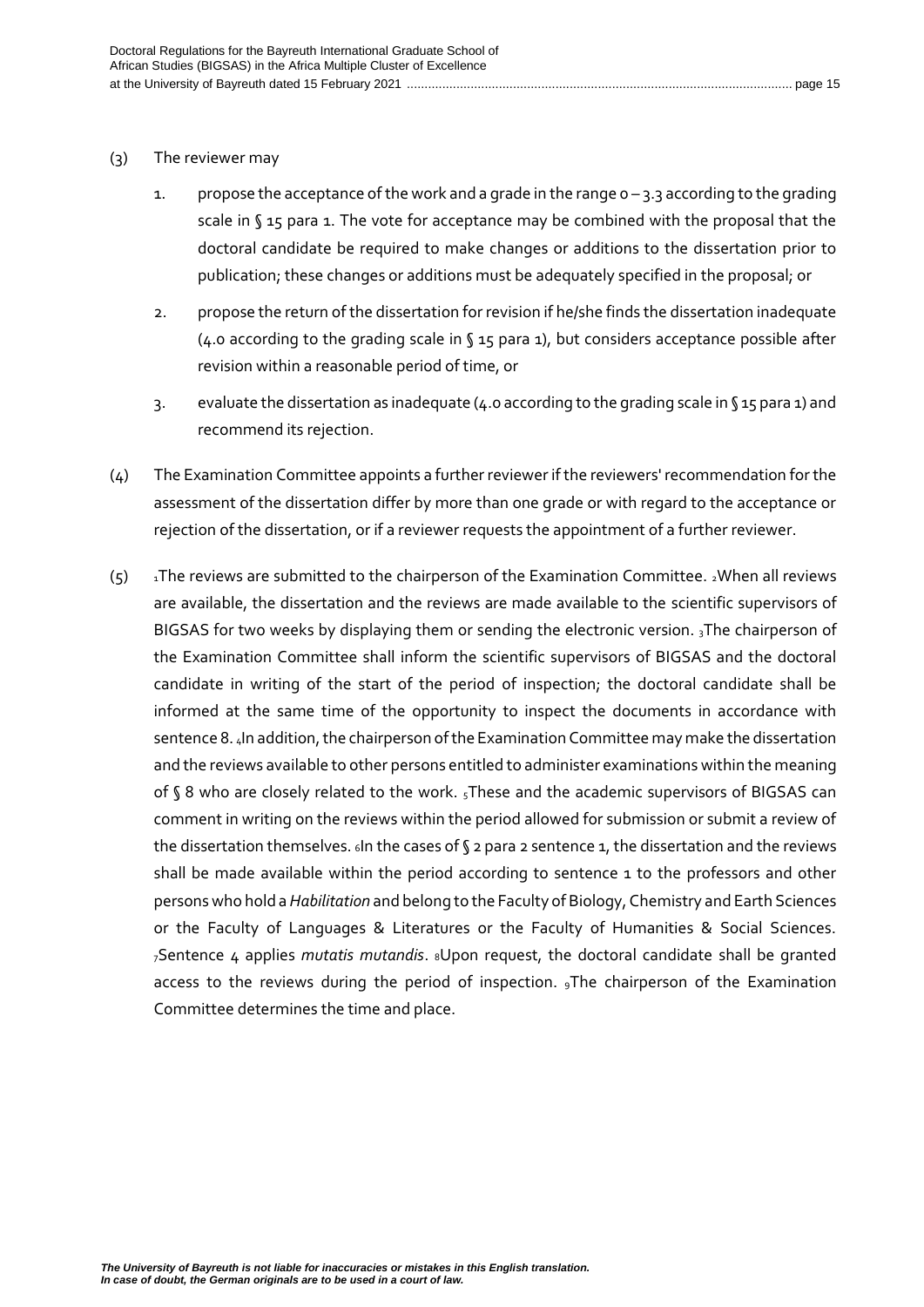(3) The reviewer may

1. propose the acceptance of the work and a grade in the range 0 – 3.3 according to the grading scale in § 15 para 1. The vote for acceptance may be combined with the proposal that the doctoral candidate be required to make changes or additions to the dissertation prior to publication; these changes or additions must be adequately specified in the proposal; or

2. propose the return of the dissertation for revision if he/she finds the dissertation inadequate (4.0 according to the grading scale in § 15 para 1), but considers acceptance possible after revision within a reasonable period of time, or

3. evaluate the dissertation as inadequate (4.0 according to the grading scale in § 15 para 1) and recommend its rejection.

(4) The Examination Committee appoints a further reviewer if the reviewers' recommendation for the assessment of the dissertation differ by more than one grade or with regard to the acceptance or rejection of the dissertation, or if a reviewer requests the appointment of a further reviewer.

(5) $_1$The reviews are submitted to the chairperson of the Examination Committee. $_2$When all reviews are available, the dissertation and the reviews are made available to the scientific supervisors of BIGSAS for two weeks by displaying them or sending the electronic version. $_3$The chairperson of the Examination Committee shall inform the scientific supervisors of BIGSAS and the doctoral candidate in writing of the start of the period of inspection; the doctoral candidate shall be informed at the same time of the opportunity to inspect the documents in accordance with sentence 8. $_4$In addition, the chairperson of the Examination Committee may make the dissertation and the reviews available to other persons entitled to administer examinations within the meaning of § 8 who are closely related to the work. $_5$These and the academic supervisors of BIGSAS can comment in writing on the reviews within the period allowed for submission or submit a review of the dissertation themselves. $_6$In the cases of § 2 para 2 sentence 1, the dissertation and the reviews shall be made available within the period according to sentence 1 to the professors and other persons who hold a *Habilitation* and belong to the Faculty of Biology, Chemistry and Earth Sciences or the Faculty of Languages & Literatures or the Faculty of Humanities & Social Sciences. $_7$Sentence 4 applies *mutatis mutandis*. $_8$Upon request, the doctoral candidate shall be granted access to the reviews during the period of inspection. $_9$The chairperson of the Examination Committee determines the time and place.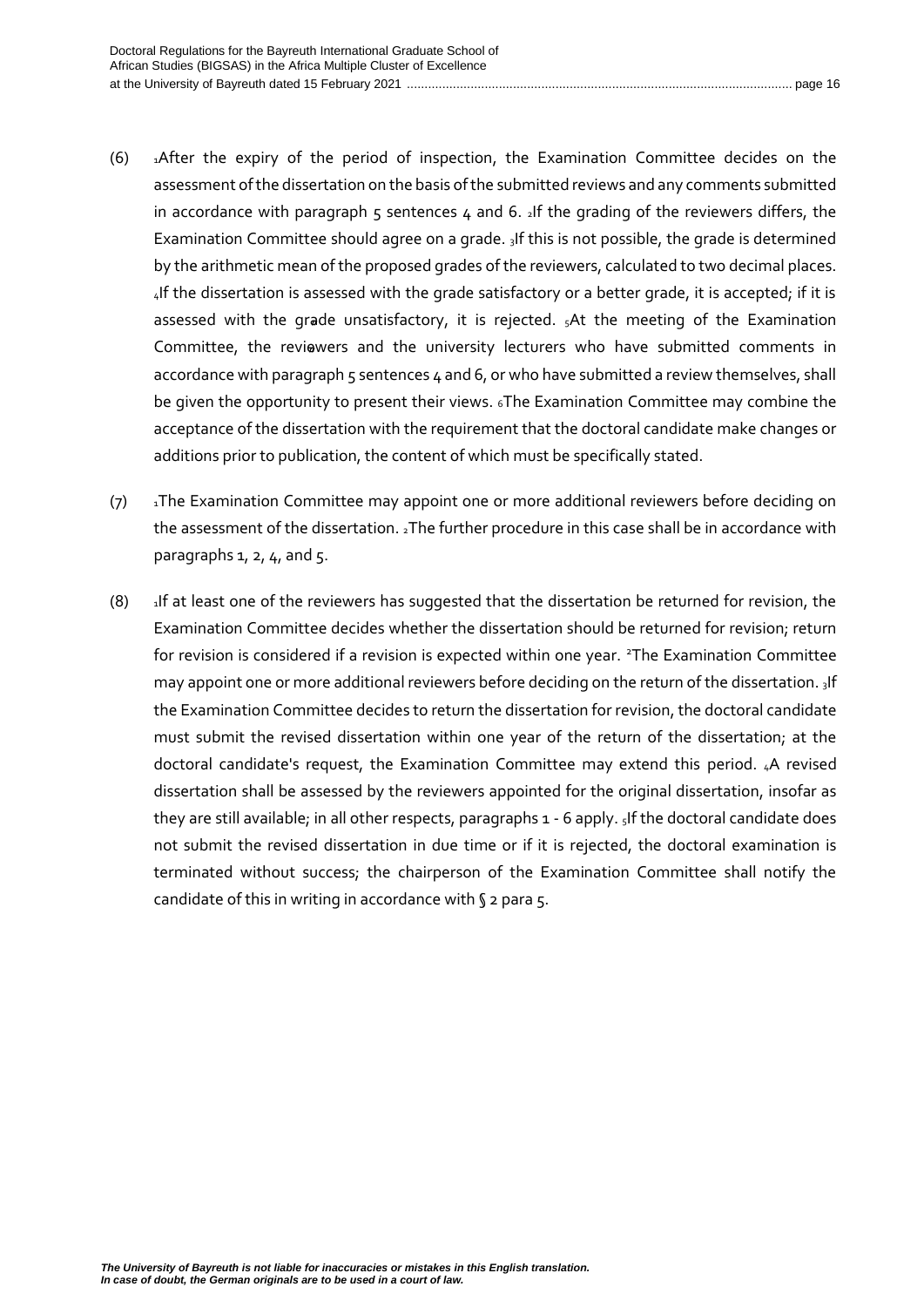(6) [1]After the expiry of the period of inspection, the Examination Committee decides on the assessment of the dissertation on the basis of the submitted reviews and any comments submitted in accordance with paragraph 5 sentences 4 and 6. [2]If the grading of the reviewers differs, the Examination Committee should agree on a grade. [3]If this is not possible, the grade is determined by the arithmetic mean of the proposed grades of the reviewers, calculated to two decimal places. [4]If the dissertation is assessed with the grade satisfactory or a better grade, it is accepted; if it is assessed with the grade unsatisfactory, it is rejected. [5]At the meeting of the Examination Committee, the reviewers and the university lecturers who have submitted comments in accordance with paragraph 5 sentences 4 and 6, or who have submitted a review themselves, shall be given the opportunity to present their views. [6]The Examination Committee may combine the acceptance of the dissertation with the requirement that the doctoral candidate make changes or additions prior to publication, the content of which must be specifically stated.

(7) [1]The Examination Committee may appoint one or more additional reviewers before deciding on the assessment of the dissertation. [2]The further procedure in this case shall be in accordance with paragraphs 1, 2, 4, and 5.

(8) [1]If at least one of the reviewers has suggested that the dissertation be returned for revision, the Examination Committee decides whether the dissertation should be returned for revision; return for revision is considered if a revision is expected within one year. [2]The Examination Committee may appoint one or more additional reviewers before deciding on the return of the dissertation. [3]If the Examination Committee decides to return the dissertation for revision, the doctoral candidate must submit the revised dissertation within one year of the return of the dissertation; at the doctoral candidate's request, the Examination Committee may extend this period. [4]A revised dissertation shall be assessed by the reviewers appointed for the original dissertation, insofar as they are still available; in all other respects, paragraphs 1 - 6 apply. [5]If the doctoral candidate does not submit the revised dissertation in due time or if it is rejected, the doctoral examination is terminated without success; the chairperson of the Examination Committee shall notify the candidate of this in writing in accordance with § 2 para 5.

***The University of Bayreuth is not liable for inaccuracies or mistakes in this English translation. In case of doubt, the German originals are to be used in a court of law.***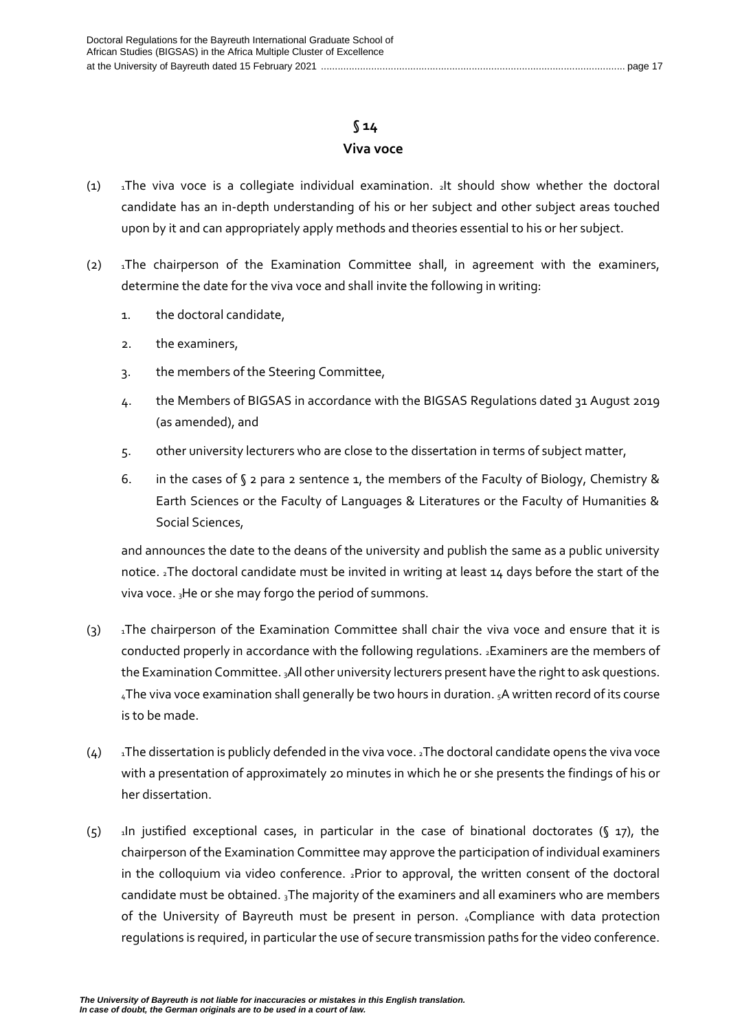## § 14
## Viva voce

(1) [1]The viva voce is a collegiate individual examination. [2]It should show whether the doctoral candidate has an in-depth understanding of his or her subject and other subject areas touched upon by it and can appropriately apply methods and theories essential to his or her subject.

(2) [1]The chairperson of the Examination Committee shall, in agreement with the examiners, determine the date for the viva voce and shall invite the following in writing:

1. the doctoral candidate,
2. the examiners,
3. the members of the Steering Committee,
4. the Members of BIGSAS in accordance with the BIGSAS Regulations dated 31 August 2019 (as amended), and
5. other university lecturers who are close to the dissertation in terms of subject matter,
6. in the cases of § 2 para 2 sentence 1, the members of the Faculty of Biology, Chemistry & Earth Sciences or the Faculty of Languages & Literatures or the Faculty of Humanities & Social Sciences,

and announces the date to the deans of the university and publish the same as a public university notice. [2]The doctoral candidate must be invited in writing at least 14 days before the start of the viva voce. [3]He or she may forgo the period of summons.

(3) [1]The chairperson of the Examination Committee shall chair the viva voce and ensure that it is conducted properly in accordance with the following regulations. [2]Examiners are the members of the Examination Committee. [3]All other university lecturers present have the right to ask questions. [4]The viva voce examination shall generally be two hours in duration. [5]A written record of its course is to be made.

(4) [1]The dissertation is publicly defended in the viva voce. [2]The doctoral candidate opens the viva voce with a presentation of approximately 20 minutes in which he or she presents the findings of his or her dissertation.

(5) [1]In justified exceptional cases, in particular in the case of binational doctorates (§ 17), the chairperson of the Examination Committee may approve the participation of individual examiners in the colloquium via video conference. [2]Prior to approval, the written consent of the doctoral candidate must be obtained. [3]The majority of the examiners and all examiners who are members of the University of Bayreuth must be present in person. [4]Compliance with data protection regulations is required, in particular the use of secure transmission paths for the video conference.

*The University of Bayreuth is not liable for inaccuracies or mistakes in this English translation. In case of doubt, the German originals are to be used in a court of law.*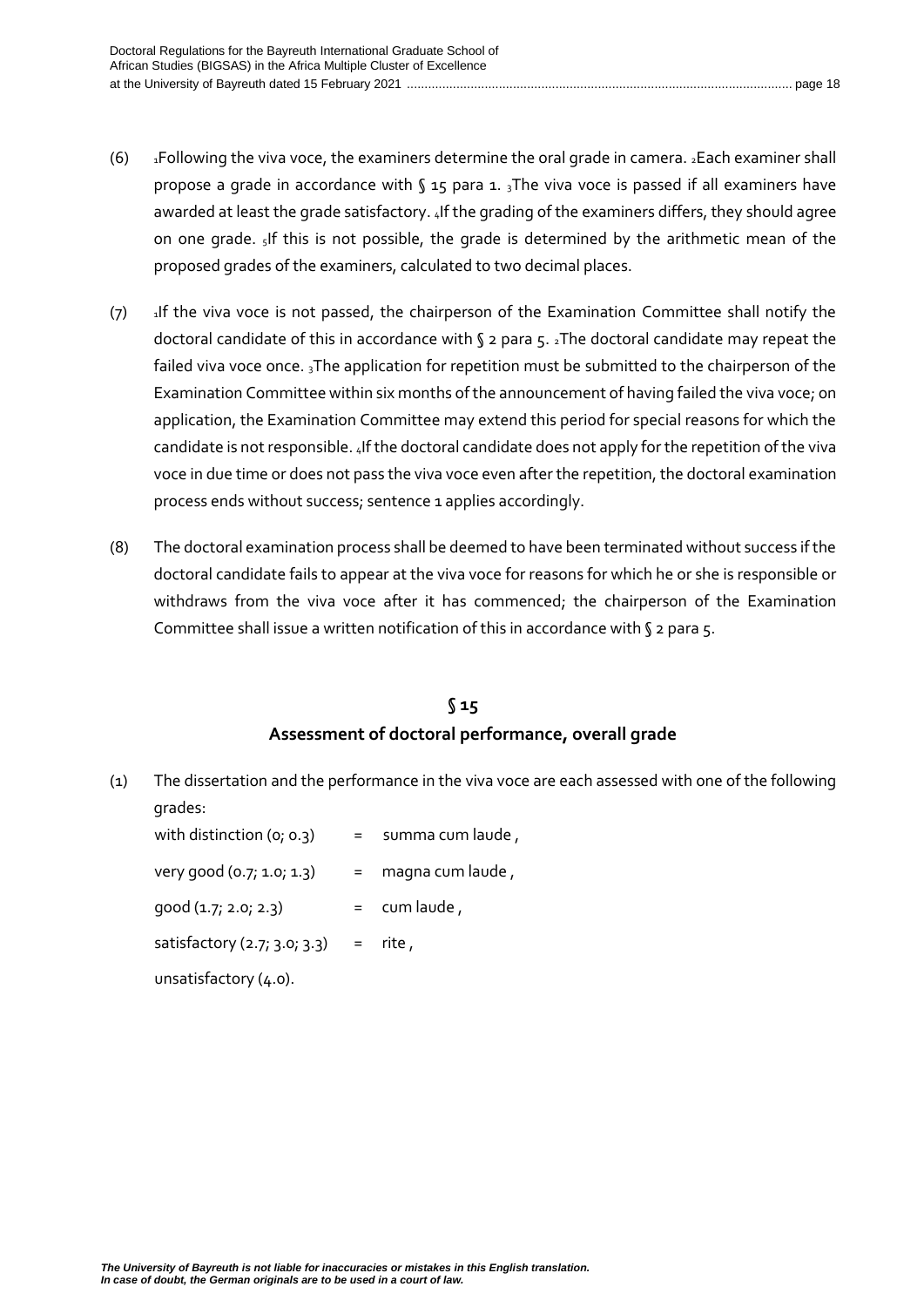(6) [1]Following the viva voce, the examiners determine the oral grade in camera. [2]Each examiner shall propose a grade in accordance with § 15 para 1. [3]The viva voce is passed if all examiners have awarded at least the grade satisfactory. [4]If the grading of the examiners differs, they should agree on one grade. [5]If this is not possible, the grade is determined by the arithmetic mean of the proposed grades of the examiners, calculated to two decimal places.

(7) [1]If the viva voce is not passed, the chairperson of the Examination Committee shall notify the doctoral candidate of this in accordance with § 2 para 5. [2]The doctoral candidate may repeat the failed viva voce once. [3]The application for repetition must be submitted to the chairperson of the Examination Committee within six months of the announcement of having failed the viva voce; on application, the Examination Committee may extend this period for special reasons for which the candidate is not responsible. [4]If the doctoral candidate does not apply for the repetition of the viva voce in due time or does not pass the viva voce even after the repetition, the doctoral examination process ends without success; sentence 1 applies accordingly.

(8) The doctoral examination process shall be deemed to have been terminated without success if the doctoral candidate fails to appear at the viva voce for reasons for which he or she is responsible or withdraws from the viva voce after it has commenced; the chairperson of the Examination Committee shall issue a written notification of this in accordance with § 2 para 5.

## § 15
## Assessment of doctoral performance, overall grade

(1) The dissertation and the performance in the viva voce are each assessed with one of the following grades:

with distinction (0; 0.3) = summa cum laude ,

very good (0.7; 1.0; 1.3) = magna cum laude ,

good (1.7; 2.0; 2.3) = cum laude ,

satisfactory (2.7; 3.0; 3.3) = rite ,

unsatisfactory (4.0).

*The University of Bayreuth is not liable for inaccuracies or mistakes in this English translation. In case of doubt, the German originals are to be used in a court of law.*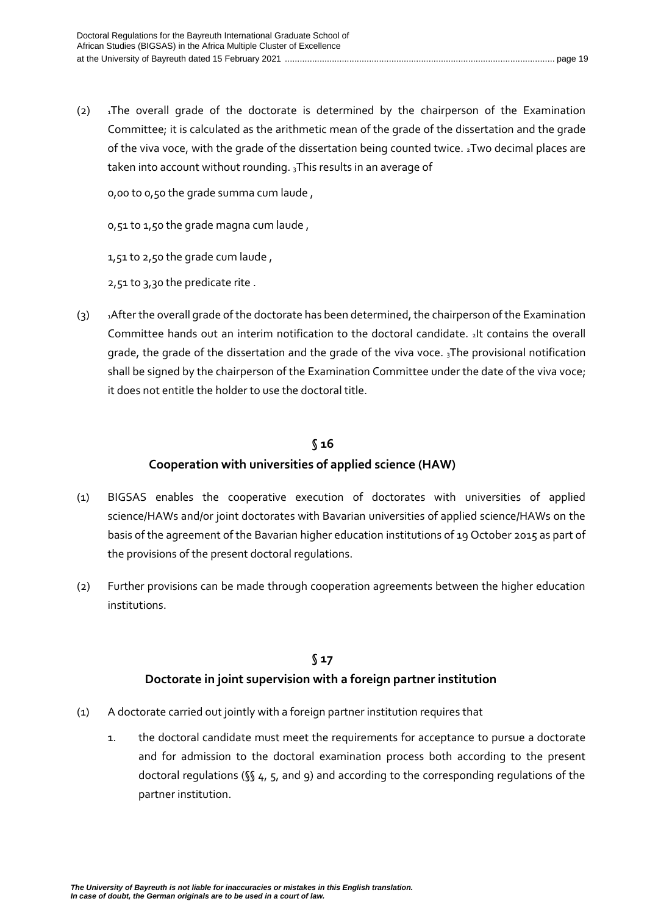(2) 1The overall grade of the doctorate is determined by the chairperson of the Examination Committee; it is calculated as the arithmetic mean of the grade of the dissertation and the grade of the viva voce, with the grade of the dissertation being counted twice. 2Two decimal places are taken into account without rounding. 3This results in an average of

0,00 to 0,50 the grade summa cum laude ,

0,51 to 1,50 the grade magna cum laude ,

1,51 to 2,50 the grade cum laude ,

2,51 to 3,30 the predicate rite .

(3) 1After the overall grade of the doctorate has been determined, the chairperson of the Examination Committee hands out an interim notification to the doctoral candidate. 2It contains the overall grade, the grade of the dissertation and the grade of the viva voce. 3The provisional notification shall be signed by the chairperson of the Examination Committee under the date of the viva voce; it does not entitle the holder to use the doctoral title.

## § 16
## Cooperation with universities of applied science (HAW)

(1) BIGSAS enables the cooperative execution of doctorates with universities of applied science/HAWs and/or joint doctorates with Bavarian universities of applied science/HAWs on the basis of the agreement of the Bavarian higher education institutions of 19 October 2015 as part of the provisions of the present doctoral regulations.

(2) Further provisions can be made through cooperation agreements between the higher education institutions.

## § 17
## Doctorate in joint supervision with a foreign partner institution

(1) A doctorate carried out jointly with a foreign partner institution requires that

1. the doctoral candidate must meet the requirements for acceptance to pursue a doctorate and for admission to the doctoral examination process both according to the present doctoral regulations (§§ 4, 5, and 9) and according to the corresponding regulations of the partner institution.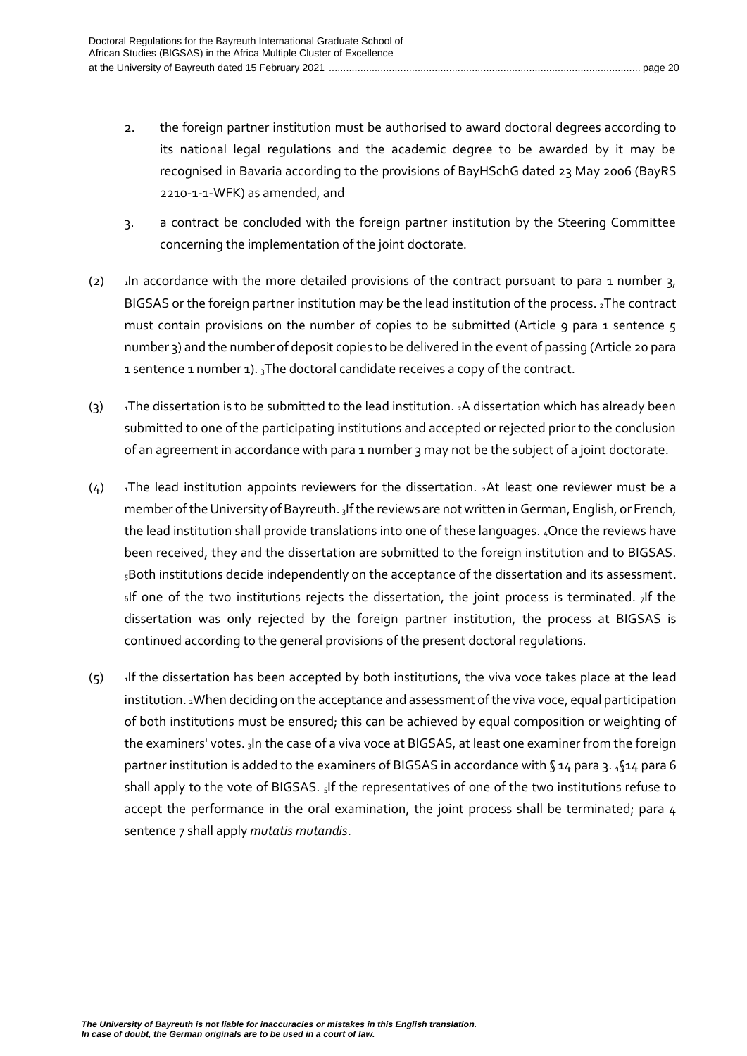2. the foreign partner institution must be authorised to award doctoral degrees according to its national legal regulations and the academic degree to be awarded by it may be recognised in Bavaria according to the provisions of BayHSchG dated 23 May 2006 (BayRS 2210-1-1-WFK) as amended, and

3. a contract be concluded with the foreign partner institution by the Steering Committee concerning the implementation of the joint doctorate.

(2) 1In accordance with the more detailed provisions of the contract pursuant to para 1 number 3, BIGSAS or the foreign partner institution may be the lead institution of the process. 2The contract must contain provisions on the number of copies to be submitted (Article 9 para 1 sentence 5 number 3) and the number of deposit copies to be delivered in the event of passing (Article 20 para 1 sentence 1 number 1). 3The doctoral candidate receives a copy of the contract.

(3) 1The dissertation is to be submitted to the lead institution. 2A dissertation which has already been submitted to one of the participating institutions and accepted or rejected prior to the conclusion of an agreement in accordance with para 1 number 3 may not be the subject of a joint doctorate.

(4) 1The lead institution appoints reviewers for the dissertation. 2At least one reviewer must be a member of the University of Bayreuth. 3If the reviews are not written in German, English, or French, the lead institution shall provide translations into one of these languages. 4Once the reviews have been received, they and the dissertation are submitted to the foreign institution and to BIGSAS. 5Both institutions decide independently on the acceptance of the dissertation and its assessment. 6If one of the two institutions rejects the dissertation, the joint process is terminated. 7If the dissertation was only rejected by the foreign partner institution, the process at BIGSAS is continued according to the general provisions of the present doctoral regulations.

(5) 1If the dissertation has been accepted by both institutions, the viva voce takes place at the lead institution. 2When deciding on the acceptance and assessment of the viva voce, equal participation of both institutions must be ensured; this can be achieved by equal composition or weighting of the examiners' votes. 3In the case of a viva voce at BIGSAS, at least one examiner from the foreign partner institution is added to the examiners of BIGSAS in accordance with § 14 para 3. 4§14 para 6 shall apply to the vote of BIGSAS. 5If the representatives of one of the two institutions refuse to accept the performance in the oral examination, the joint process shall be terminated; para 4 sentence 7 shall apply *mutatis mutandis*.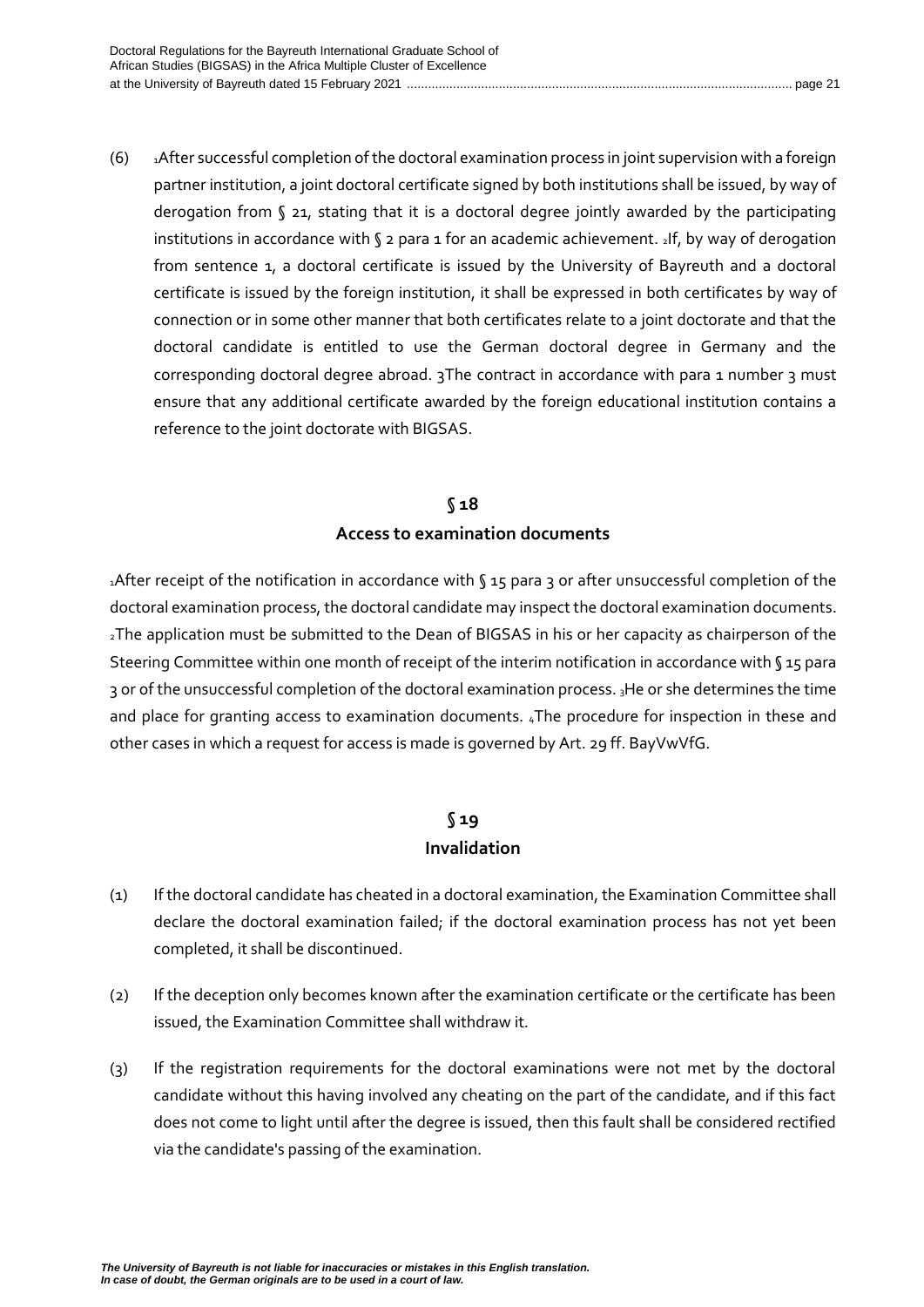(6) [1]After successful completion of the doctoral examination process in joint supervision with a foreign partner institution, a joint doctoral certificate signed by both institutions shall be issued, by way of derogation from § 21, stating that it is a doctoral degree jointly awarded by the participating institutions in accordance with § 2 para 1 for an academic achievement. [2]If, by way of derogation from sentence 1, a doctoral certificate is issued by the University of Bayreuth and a doctoral certificate is issued by the foreign institution, it shall be expressed in both certificates by way of connection or in some other manner that both certificates relate to a joint doctorate and that the doctoral candidate is entitled to use the German doctoral degree in Germany and the corresponding doctoral degree abroad. 3The contract in accordance with para 1 number 3 must ensure that any additional certificate awarded by the foreign educational institution contains a reference to the joint doctorate with BIGSAS.

## § 18
## Access to examination documents

[1]After receipt of the notification in accordance with § 15 para 3 or after unsuccessful completion of the doctoral examination process, the doctoral candidate may inspect the doctoral examination documents. [2]The application must be submitted to the Dean of BIGSAS in his or her capacity as chairperson of the Steering Committee within one month of receipt of the interim notification in accordance with § 15 para 3 or of the unsuccessful completion of the doctoral examination process. [3]He or she determines the time and place for granting access to examination documents. [4]The procedure for inspection in these and other cases in which a request for access is made is governed by Art. 29 ff. BayVwVfG.

## § 19
## Invalidation

(1) If the doctoral candidate has cheated in a doctoral examination, the Examination Committee shall declare the doctoral examination failed; if the doctoral examination process has not yet been completed, it shall be discontinued.

(2) If the deception only becomes known after the examination certificate or the certificate has been issued, the Examination Committee shall withdraw it.

(3) If the registration requirements for the doctoral examinations were not met by the doctoral candidate without this having involved any cheating on the part of the candidate, and if this fact does not come to light until after the degree is issued, then this fault shall be considered rectified via the candidate's passing of the examination.

*The University of Bayreuth is not liable for inaccuracies or mistakes in this English translation. In case of doubt, the German originals are to be used in a court of law.*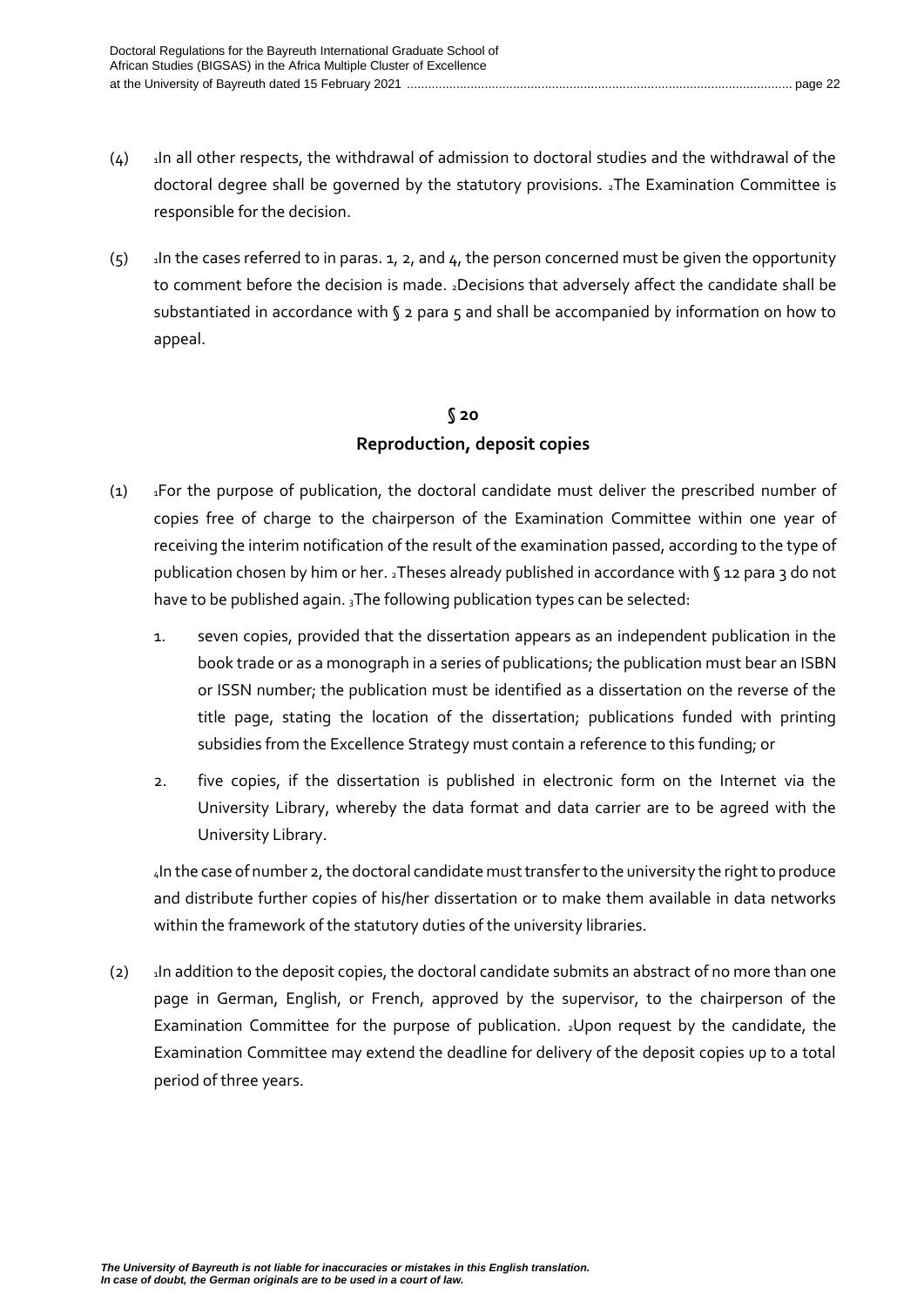(4) [1]In all other respects, the withdrawal of admission to doctoral studies and the withdrawal of the doctoral degree shall be governed by the statutory provisions. [2]The Examination Committee is responsible for the decision.

(5) [1]In the cases referred to in paras. 1, 2, and 4, the person concerned must be given the opportunity to comment before the decision is made. [2]Decisions that adversely affect the candidate shall be substantiated in accordance with § 2 para 5 and shall be accompanied by information on how to appeal.

## § 20
## Reproduction, deposit copies

(1) [1]For the purpose of publication, the doctoral candidate must deliver the prescribed number of copies free of charge to the chairperson of the Examination Committee within one year of receiving the interim notification of the result of the examination passed, according to the type of publication chosen by him or her. [2]Theses already published in accordance with § 12 para 3 do not have to be published again. [3]The following publication types can be selected:

1. seven copies, provided that the dissertation appears as an independent publication in the book trade or as a monograph in a series of publications; the publication must bear an ISBN or ISSN number; the publication must be identified as a dissertation on the reverse of the title page, stating the location of the dissertation; publications funded with printing subsidies from the Excellence Strategy must contain a reference to this funding; or

2. five copies, if the dissertation is published in electronic form on the Internet via the University Library, whereby the data format and data carrier are to be agreed with the University Library.

[4]In the case of number 2, the doctoral candidate must transfer to the university the right to produce and distribute further copies of his/her dissertation or to make them available in data networks within the framework of the statutory duties of the university libraries.

(2) [1]In addition to the deposit copies, the doctoral candidate submits an abstract of no more than one page in German, English, or French, approved by the supervisor, to the chairperson of the Examination Committee for the purpose of publication. [2]Upon request by the candidate, the Examination Committee may extend the deadline for delivery of the deposit copies up to a total period of three years.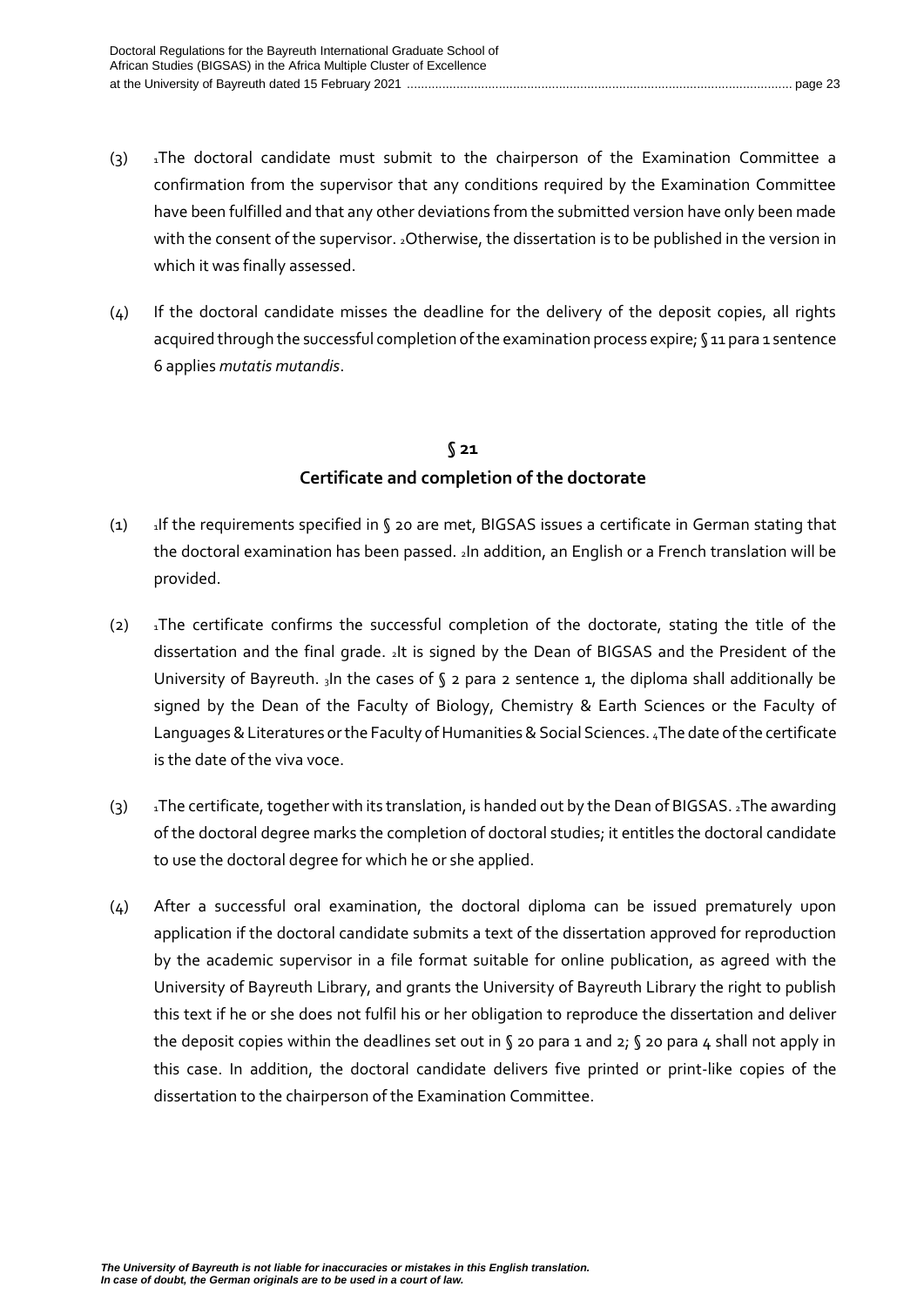(3) [1]The doctoral candidate must submit to the chairperson of the Examination Committee a confirmation from the supervisor that any conditions required by the Examination Committee have been fulfilled and that any other deviations from the submitted version have only been made with the consent of the supervisor. [2]Otherwise, the dissertation is to be published in the version in which it was finally assessed.

(4) If the doctoral candidate misses the deadline for the delivery of the deposit copies, all rights acquired through the successful completion of the examination process expire; § 11 para 1 sentence 6 applies *mutatis mutandis*.

## § 21
## Certificate and completion of the doctorate

(1) [1]If the requirements specified in § 20 are met, BIGSAS issues a certificate in German stating that the doctoral examination has been passed. [2]In addition, an English or a French translation will be provided.

(2) [1]The certificate confirms the successful completion of the doctorate, stating the title of the dissertation and the final grade. [2]It is signed by the Dean of BIGSAS and the President of the University of Bayreuth. [3]In the cases of § 2 para 2 sentence 1, the diploma shall additionally be signed by the Dean of the Faculty of Biology, Chemistry & Earth Sciences or the Faculty of Languages & Literatures or the Faculty of Humanities & Social Sciences. [4]The date of the certificate is the date of the viva voce.

(3) [1]The certificate, together with its translation, is handed out by the Dean of BIGSAS. [2]The awarding of the doctoral degree marks the completion of doctoral studies; it entitles the doctoral candidate to use the doctoral degree for which he or she applied.

(4) After a successful oral examination, the doctoral diploma can be issued prematurely upon application if the doctoral candidate submits a text of the dissertation approved for reproduction by the academic supervisor in a file format suitable for online publication, as agreed with the University of Bayreuth Library, and grants the University of Bayreuth Library the right to publish this text if he or she does not fulfil his or her obligation to reproduce the dissertation and deliver the deposit copies within the deadlines set out in § 20 para 1 and 2; § 20 para 4 shall not apply in this case. In addition, the doctoral candidate delivers five printed or print-like copies of the dissertation to the chairperson of the Examination Committee.

***The University of Bayreuth is not liable for inaccuracies or mistakes in this English translation. In case of doubt, the German originals are to be used in a court of law.***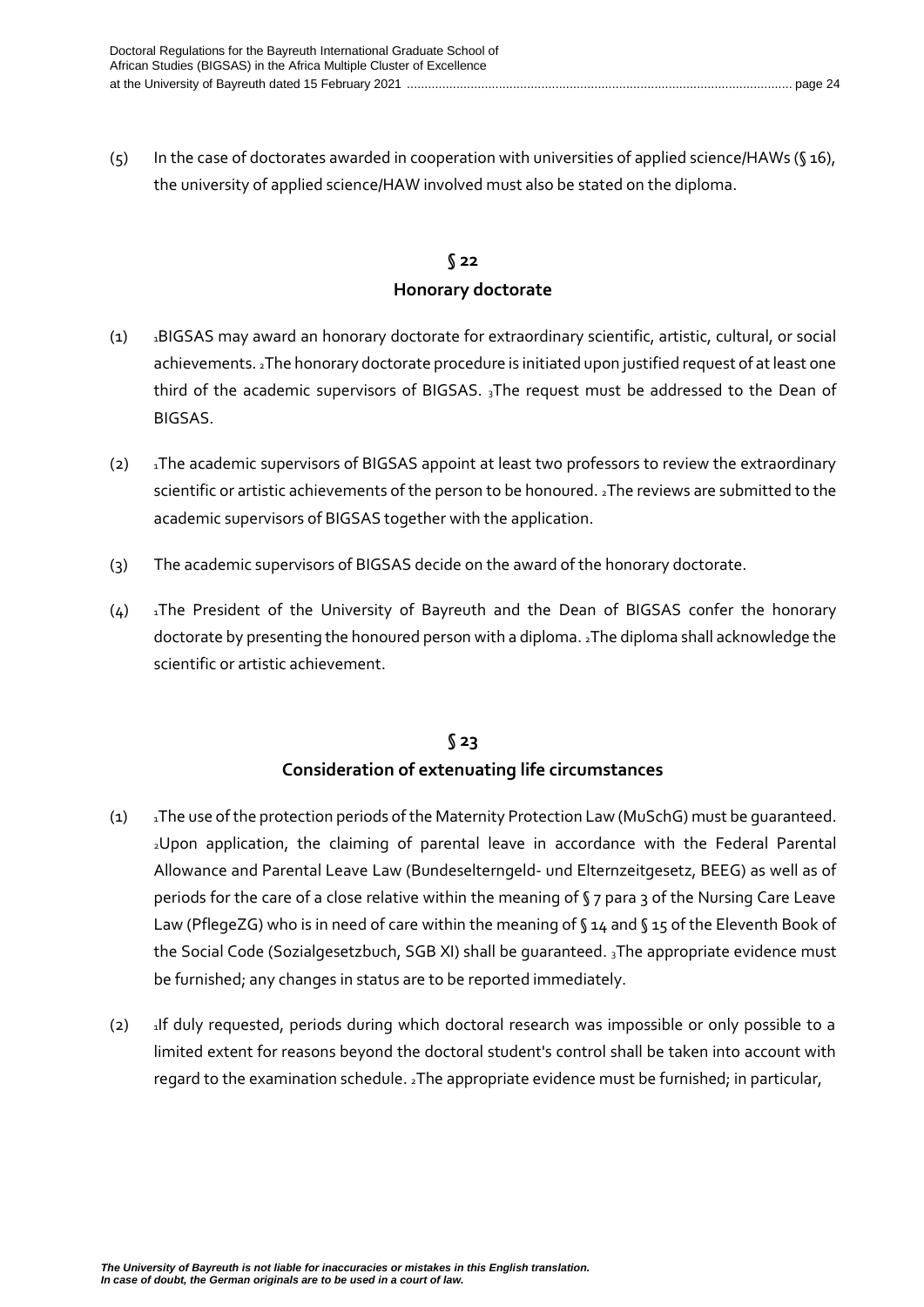(5) In the case of doctorates awarded in cooperation with universities of applied science/HAWs (§ 16), the university of applied science/HAW involved must also be stated on the diploma.

## § 22
## Honorary doctorate

(1) 1BIGSAS may award an honorary doctorate for extraordinary scientific, artistic, cultural, or social achievements. 2The honorary doctorate procedure is initiated upon justified request of at least one third of the academic supervisors of BIGSAS. 3The request must be addressed to the Dean of BIGSAS.

(2) 1The academic supervisors of BIGSAS appoint at least two professors to review the extraordinary scientific or artistic achievements of the person to be honoured. 2The reviews are submitted to the academic supervisors of BIGSAS together with the application.

(3) The academic supervisors of BIGSAS decide on the award of the honorary doctorate.

(4) 1The President of the University of Bayreuth and the Dean of BIGSAS confer the honorary doctorate by presenting the honoured person with a diploma. 2The diploma shall acknowledge the scientific or artistic achievement.

## § 23
## Consideration of extenuating life circumstances

(1) 1The use of the protection periods of the Maternity Protection Law (MuSchG) must be guaranteed. 2Upon application, the claiming of parental leave in accordance with the Federal Parental Allowance and Parental Leave Law (Bundeselterngeld- und Elternzeitgesetz, BEEG) as well as of periods for the care of a close relative within the meaning of § 7 para 3 of the Nursing Care Leave Law (PflegeZG) who is in need of care within the meaning of § 14 and § 15 of the Eleventh Book of the Social Code (Sozialgesetzbuch, SGB XI) shall be guaranteed. 3The appropriate evidence must be furnished; any changes in status are to be reported immediately.

(2) 1If duly requested, periods during which doctoral research was impossible or only possible to a limited extent for reasons beyond the doctoral student's control shall be taken into account with regard to the examination schedule. 2The appropriate evidence must be furnished; in particular,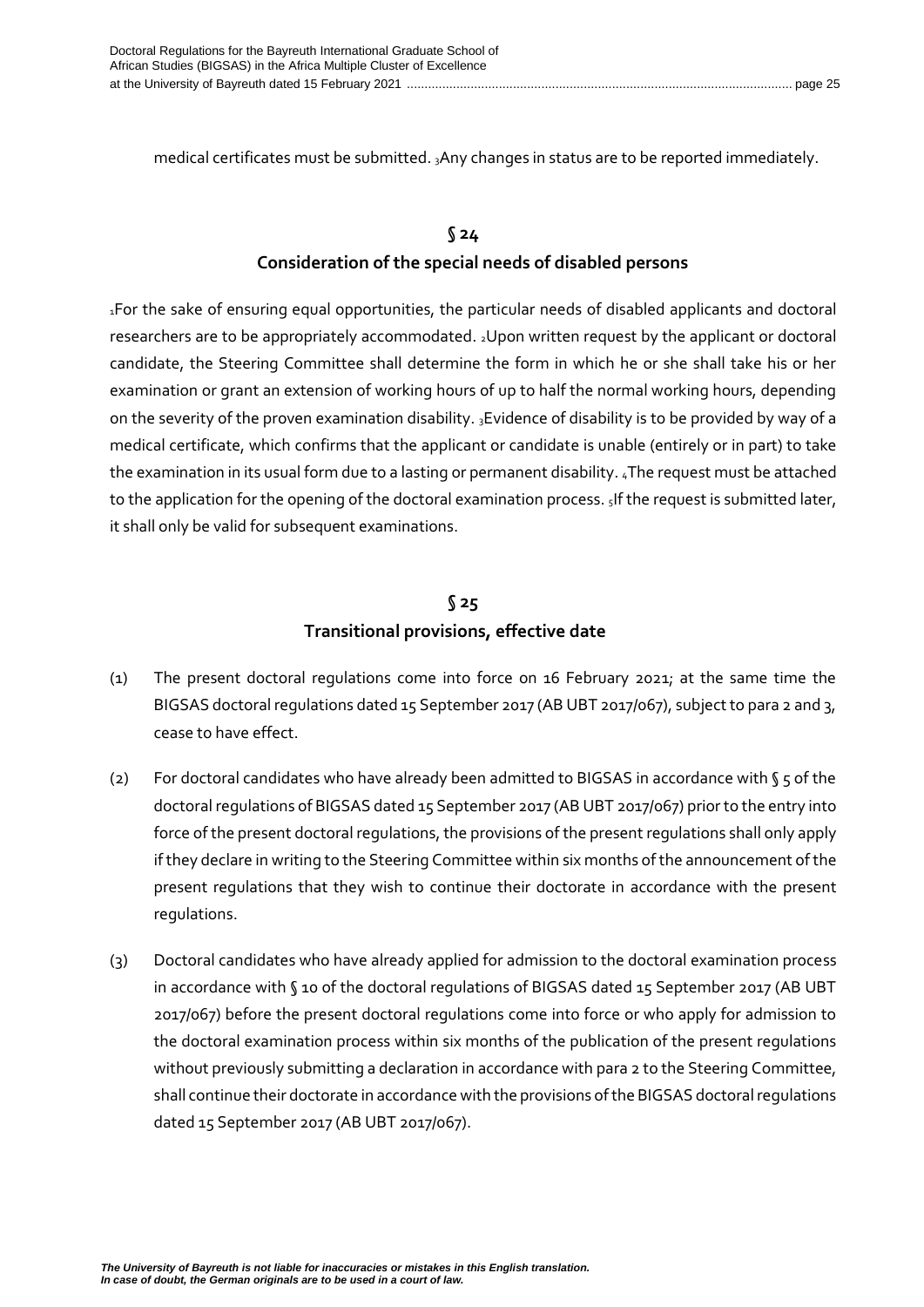medical certificates must be submitted. 3Any changes in status are to be reported immediately.

## § 24
## Consideration of the special needs of disabled persons

1For the sake of ensuring equal opportunities, the particular needs of disabled applicants and doctoral researchers are to be appropriately accommodated. 2Upon written request by the applicant or doctoral candidate, the Steering Committee shall determine the form in which he or she shall take his or her examination or grant an extension of working hours of up to half the normal working hours, depending on the severity of the proven examination disability. 3Evidence of disability is to be provided by way of a medical certificate, which confirms that the applicant or candidate is unable (entirely or in part) to take the examination in its usual form due to a lasting or permanent disability. 4The request must be attached to the application for the opening of the doctoral examination process. 5If the request is submitted later, it shall only be valid for subsequent examinations.

## § 25
## Transitional provisions, effective date

(1) The present doctoral regulations come into force on 16 February 2021; at the same time the BIGSAS doctoral regulations dated 15 September 2017 (AB UBT 2017/067), subject to para 2 and 3, cease to have effect.

(2) For doctoral candidates who have already been admitted to BIGSAS in accordance with § 5 of the doctoral regulations of BIGSAS dated 15 September 2017 (AB UBT 2017/067) prior to the entry into force of the present doctoral regulations, the provisions of the present regulations shall only apply if they declare in writing to the Steering Committee within six months of the announcement of the present regulations that they wish to continue their doctorate in accordance with the present regulations.

(3) Doctoral candidates who have already applied for admission to the doctoral examination process in accordance with § 10 of the doctoral regulations of BIGSAS dated 15 September 2017 (AB UBT 2017/067) before the present doctoral regulations come into force or who apply for admission to the doctoral examination process within six months of the publication of the present regulations without previously submitting a declaration in accordance with para 2 to the Steering Committee, shall continue their doctorate in accordance with the provisions of the BIGSAS doctoral regulations dated 15 September 2017 (AB UBT 2017/067).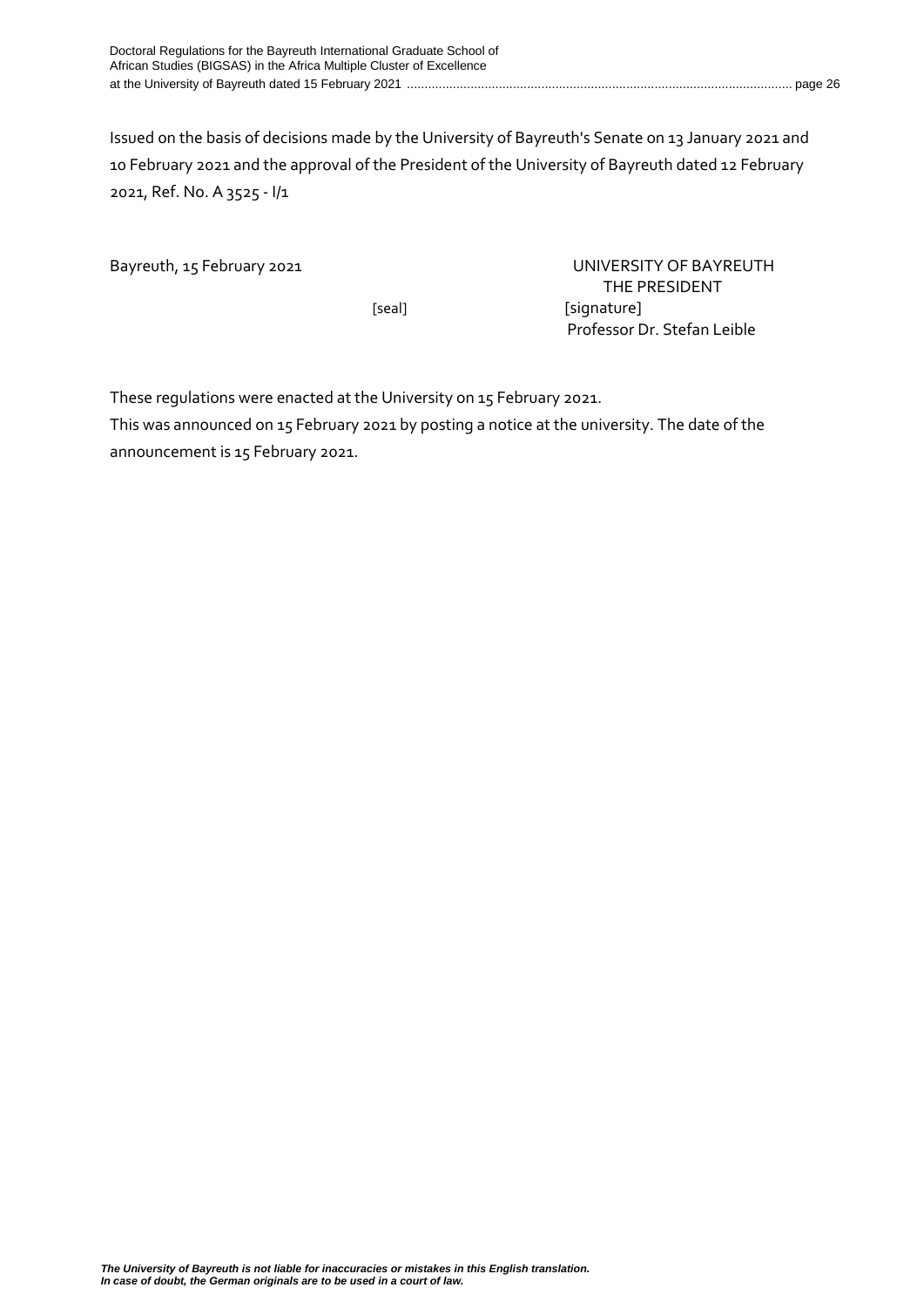Issued on the basis of decisions made by the University of Bayreuth's Senate on 13 January 2021 and 10 February 2021 and the approval of the President of the University of Bayreuth dated 12 February 2021, Ref. No. A 3525 - I/1

Bayreuth, 15 February 2021

UNIVERSITY OF BAYREUTH
THE PRESIDENT

[seal]

[signature]
Professor Dr. Stefan Leible

These regulations were enacted at the University on 15 February 2021.
This was announced on 15 February 2021 by posting a notice at the university. The date of the announcement is 15 February 2021.

***The University of Bayreuth is not liable for inaccuracies or mistakes in this English translation. In case of doubt, the German originals are to be used in a court of law.***